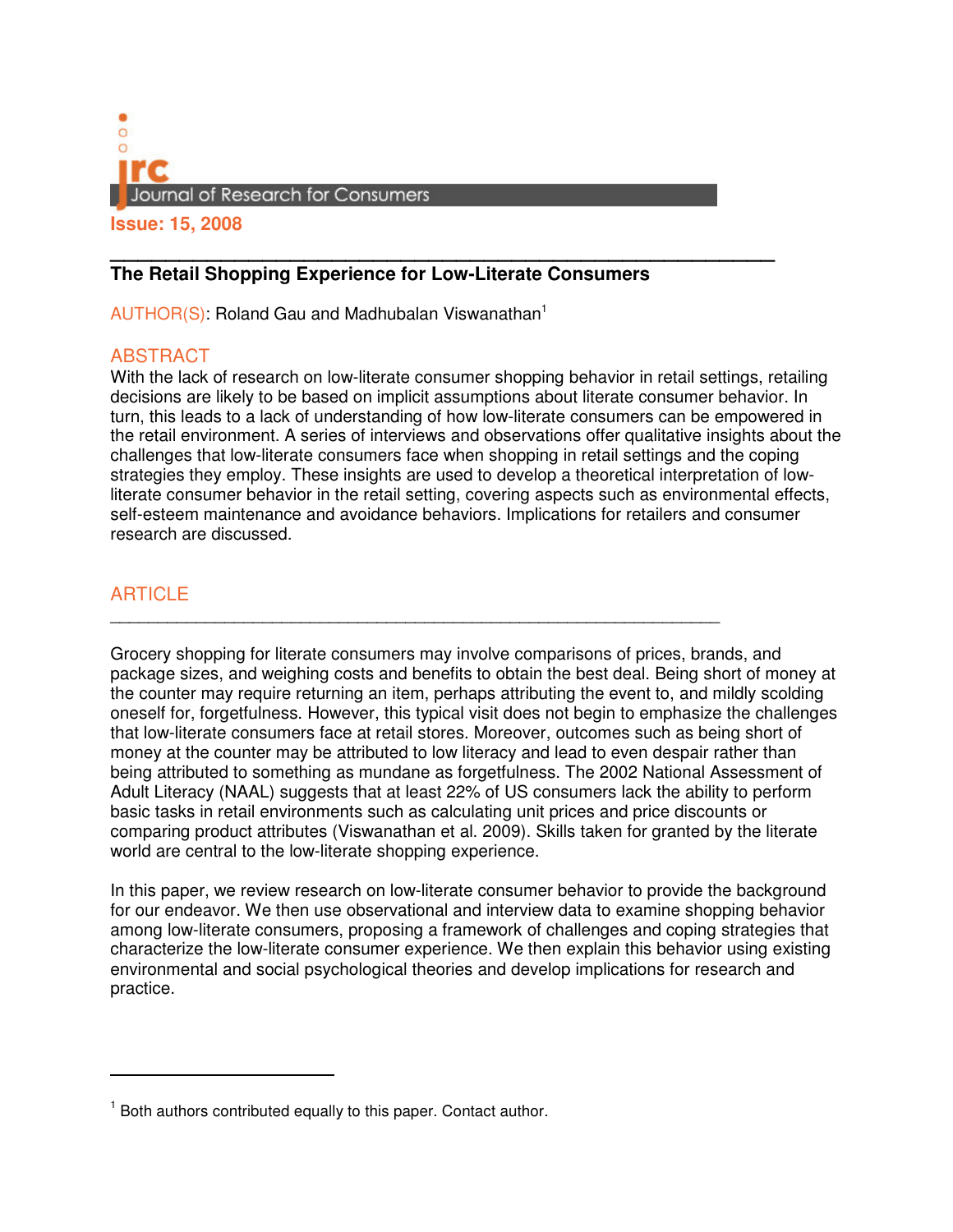# The Retail Shopping Experience for Low-Literate Consumers

AUTHOR(S): Roland Gau and Madhubalan Viswanathan[1]

## ABSTRACT

With the lack of research on low-literate consumer shopping behavior in retail settings, retailing decisions are likely to be based on implicit assumptions about literate consumer behavior. In turn, this leads to a lack of understanding of how low-literate consumers can be empowered in the retail environment. A series of interviews and observations offer qualitative insights about the challenges that low-literate consumers face when shopping in retail settings and the coping strategies they employ. These insights are used to develop a theoretical interpretation of low-literate consumer behavior in the retail setting, covering aspects such as environmental effects, self-esteem maintenance and avoidance behaviors. Implications for retailers and consumer research are discussed.

## ARTICLE

Grocery shopping for literate consumers may involve comparisons of prices, brands, and package sizes, and weighing costs and benefits to obtain the best deal. Being short of money at the counter may require returning an item, perhaps attributing the event to, and mildly scolding oneself for, forgetfulness. However, this typical visit does not begin to emphasize the challenges that low-literate consumers face at retail stores. Moreover, outcomes such as being short of money at the counter may be attributed to low literacy and lead to even despair rather than being attributed to something as mundane as forgetfulness. The 2002 National Assessment of Adult Literacy (NAAL) suggests that at least 22% of US consumers lack the ability to perform basic tasks in retail environments such as calculating unit prices and price discounts or comparing product attributes (Viswanathan et al. 2009). Skills taken for granted by the literate world are central to the low-literate shopping experience.

In this paper, we review research on low-literate consumer behavior to provide the background for our endeavor. We then use observational and interview data to examine shopping behavior among low-literate consumers, proposing a framework of challenges and coping strategies that characterize the low-literate consumer experience. We then explain this behavior using existing environmental and social psychological theories and develop implications for research and practice.

[1] Both authors contributed equally to this paper. Contact author.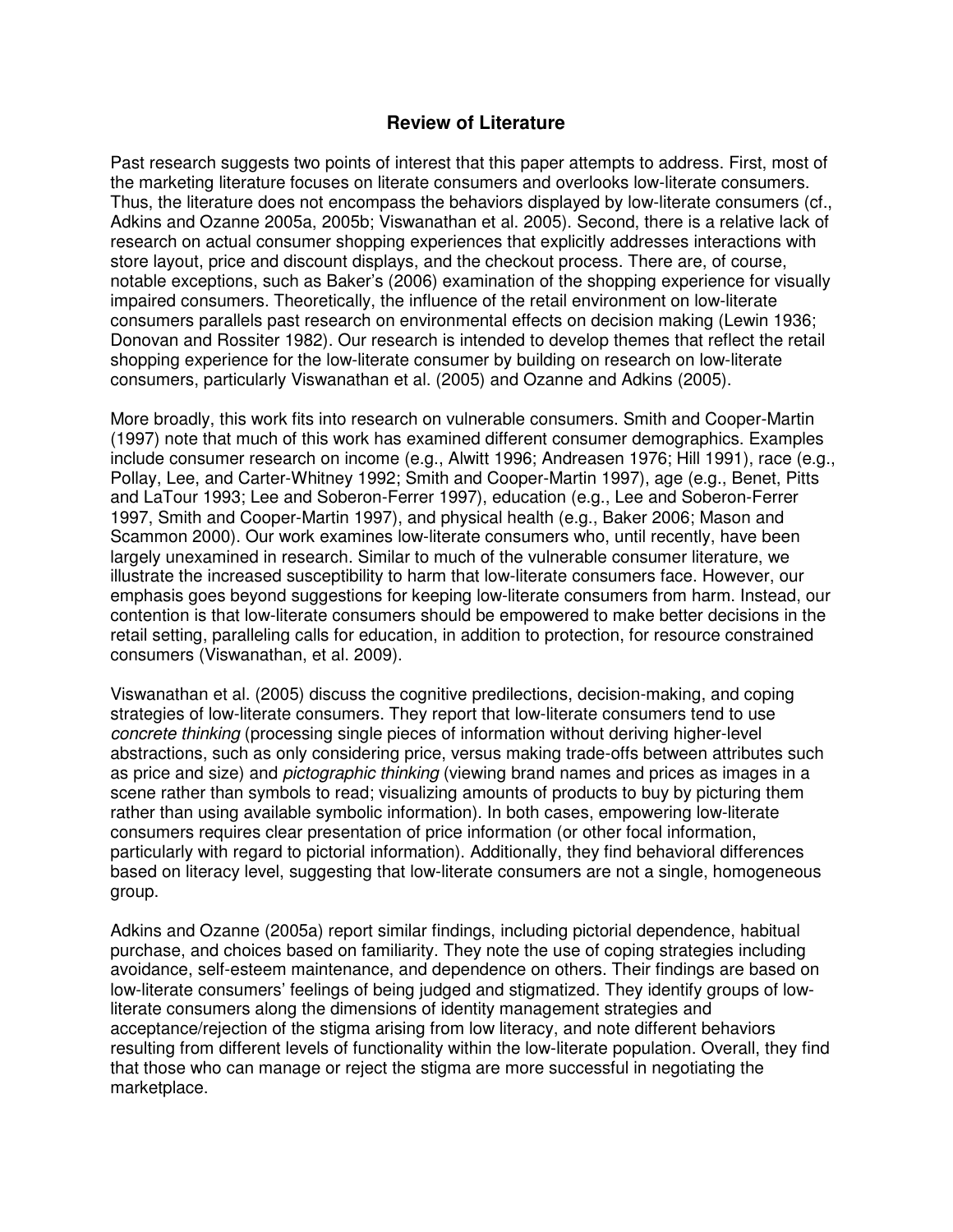## Review of Literature

Past research suggests two points of interest that this paper attempts to address. First, most of the marketing literature focuses on literate consumers and overlooks low-literate consumers. Thus, the literature does not encompass the behaviors displayed by low-literate consumers (cf., Adkins and Ozanne 2005a, 2005b; Viswanathan et al. 2005). Second, there is a relative lack of research on actual consumer shopping experiences that explicitly addresses interactions with store layout, price and discount displays, and the checkout process. There are, of course, notable exceptions, such as Baker's (2006) examination of the shopping experience for visually impaired consumers. Theoretically, the influence of the retail environment on low-literate consumers parallels past research on environmental effects on decision making (Lewin 1936; Donovan and Rossiter 1982). Our research is intended to develop themes that reflect the retail shopping experience for the low-literate consumer by building on research on low-literate consumers, particularly Viswanathan et al. (2005) and Ozanne and Adkins (2005).

More broadly, this work fits into research on vulnerable consumers. Smith and Cooper-Martin (1997) note that much of this work has examined different consumer demographics. Examples include consumer research on income (e.g., Alwitt 1996; Andreasen 1976; Hill 1991), race (e.g., Pollay, Lee, and Carter-Whitney 1992; Smith and Cooper-Martin 1997), age (e.g., Benet, Pitts and LaTour 1993; Lee and Soberon-Ferrer 1997), education (e.g., Lee and Soberon-Ferrer 1997, Smith and Cooper-Martin 1997), and physical health (e.g., Baker 2006; Mason and Scammon 2000). Our work examines low-literate consumers who, until recently, have been largely unexamined in research. Similar to much of the vulnerable consumer literature, we illustrate the increased susceptibility to harm that low-literate consumers face. However, our emphasis goes beyond suggestions for keeping low-literate consumers from harm. Instead, our contention is that low-literate consumers should be empowered to make better decisions in the retail setting, paralleling calls for education, in addition to protection, for resource constrained consumers (Viswanathan, et al. 2009).

Viswanathan et al. (2005) discuss the cognitive predilections, decision-making, and coping strategies of low-literate consumers. They report that low-literate consumers tend to use *concrete thinking* (processing single pieces of information without deriving higher-level abstractions, such as only considering price, versus making trade-offs between attributes such as price and size) and *pictographic thinking* (viewing brand names and prices as images in a scene rather than symbols to read; visualizing amounts of products to buy by picturing them rather than using available symbolic information). In both cases, empowering low-literate consumers requires clear presentation of price information (or other focal information, particularly with regard to pictorial information). Additionally, they find behavioral differences based on literacy level, suggesting that low-literate consumers are not a single, homogeneous group.

Adkins and Ozanne (2005a) report similar findings, including pictorial dependence, habitual purchase, and choices based on familiarity. They note the use of coping strategies including avoidance, self-esteem maintenance, and dependence on others. Their findings are based on low-literate consumers' feelings of being judged and stigmatized. They identify groups of low-literate consumers along the dimensions of identity management strategies and acceptance/rejection of the stigma arising from low literacy, and note different behaviors resulting from different levels of functionality within the low-literate population. Overall, they find that those who can manage or reject the stigma are more successful in negotiating the marketplace.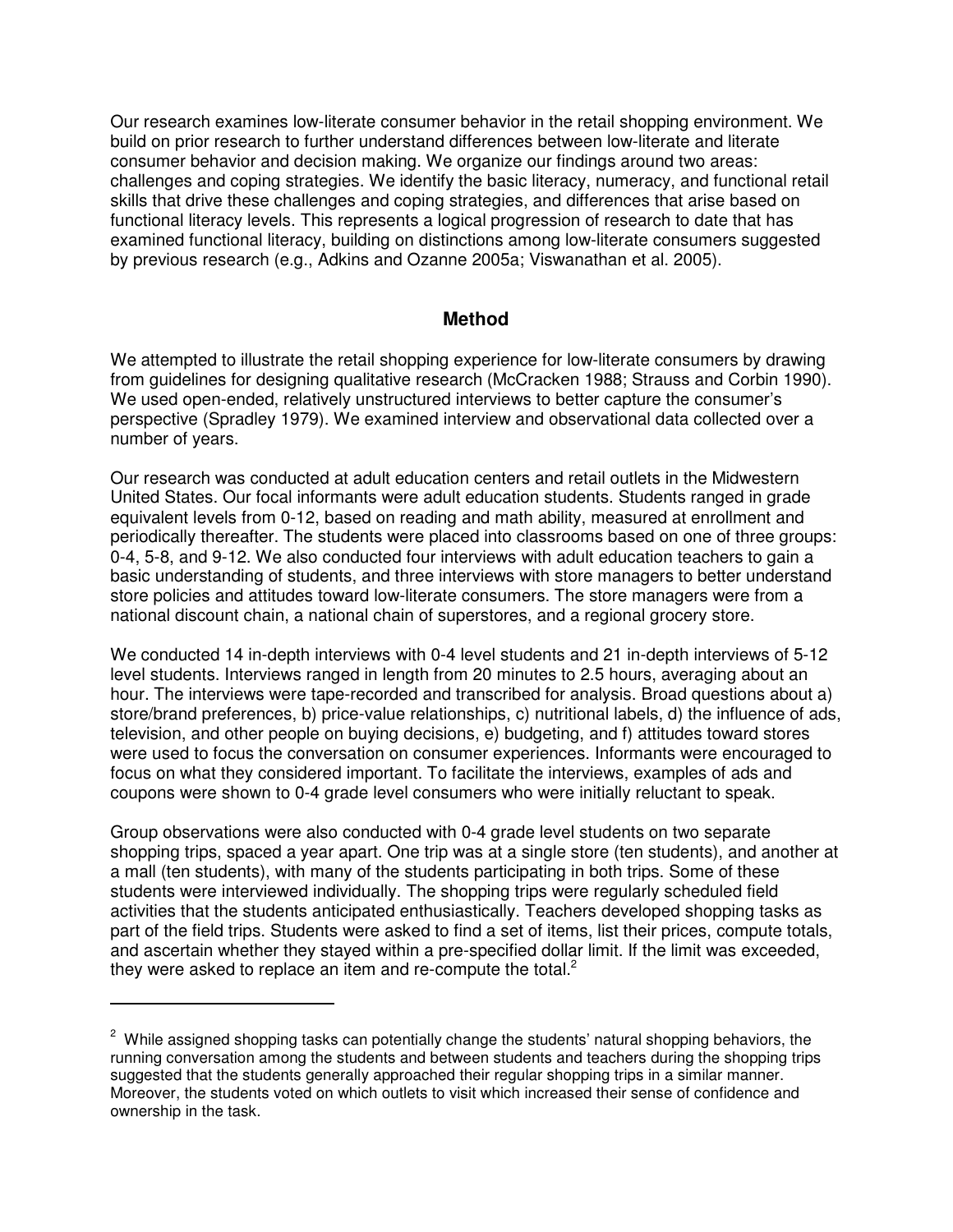Our research examines low-literate consumer behavior in the retail shopping environment. We build on prior research to further understand differences between low-literate and literate consumer behavior and decision making. We organize our findings around two areas: challenges and coping strategies. We identify the basic literacy, numeracy, and functional retail skills that drive these challenges and coping strategies, and differences that arise based on functional literacy levels. This represents a logical progression of research to date that has examined functional literacy, building on distinctions among low-literate consumers suggested by previous research (e.g., Adkins and Ozanne 2005a; Viswanathan et al. 2005).

## Method

We attempted to illustrate the retail shopping experience for low-literate consumers by drawing from guidelines for designing qualitative research (McCracken 1988; Strauss and Corbin 1990). We used open-ended, relatively unstructured interviews to better capture the consumer's perspective (Spradley 1979). We examined interview and observational data collected over a number of years.

Our research was conducted at adult education centers and retail outlets in the Midwestern United States. Our focal informants were adult education students. Students ranged in grade equivalent levels from 0-12, based on reading and math ability, measured at enrollment and periodically thereafter. The students were placed into classrooms based on one of three groups: 0-4, 5-8, and 9-12. We also conducted four interviews with adult education teachers to gain a basic understanding of students, and three interviews with store managers to better understand store policies and attitudes toward low-literate consumers. The store managers were from a national discount chain, a national chain of superstores, and a regional grocery store.

We conducted 14 in-depth interviews with 0-4 level students and 21 in-depth interviews of 5-12 level students. Interviews ranged in length from 20 minutes to 2.5 hours, averaging about an hour. The interviews were tape-recorded and transcribed for analysis. Broad questions about a) store/brand preferences, b) price-value relationships, c) nutritional labels, d) the influence of ads, television, and other people on buying decisions, e) budgeting, and f) attitudes toward stores were used to focus the conversation on consumer experiences. Informants were encouraged to focus on what they considered important. To facilitate the interviews, examples of ads and coupons were shown to 0-4 grade level consumers who were initially reluctant to speak.

Group observations were also conducted with 0-4 grade level students on two separate shopping trips, spaced a year apart. One trip was at a single store (ten students), and another at a mall (ten students), with many of the students participating in both trips. Some of these students were interviewed individually. The shopping trips were regularly scheduled field activities that the students anticipated enthusiastically. Teachers developed shopping tasks as part of the field trips. Students were asked to find a set of items, list their prices, compute totals, and ascertain whether they stayed within a pre-specified dollar limit. If the limit was exceeded, they were asked to replace an item and re-compute the total.[2]

---

[2] While assigned shopping tasks can potentially change the students' natural shopping behaviors, the running conversation among the students and between students and teachers during the shopping trips suggested that the students generally approached their regular shopping trips in a similar manner. Moreover, the students voted on which outlets to visit which increased their sense of confidence and ownership in the task.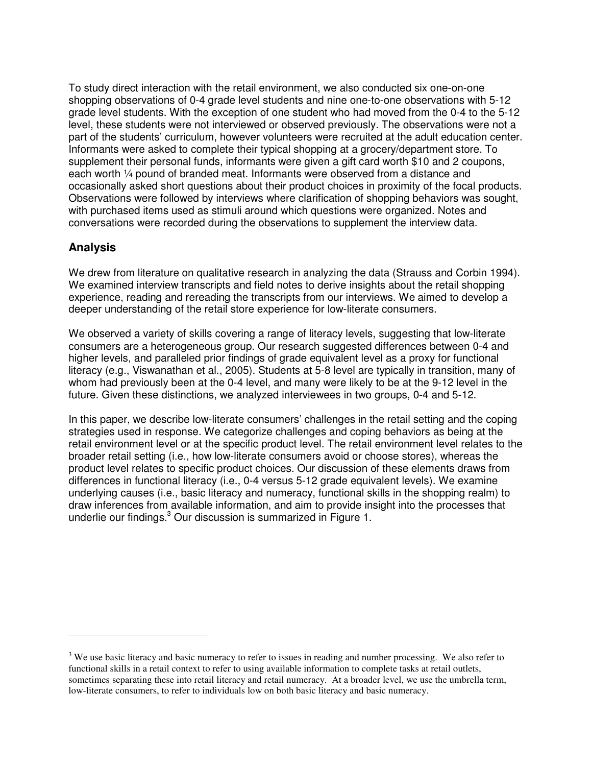To study direct interaction with the retail environment, we also conducted six one-on-one shopping observations of 0-4 grade level students and nine one-to-one observations with 5-12 grade level students. With the exception of one student who had moved from the 0-4 to the 5-12 level, these students were not interviewed or observed previously. The observations were not a part of the students' curriculum, however volunteers were recruited at the adult education center. Informants were asked to complete their typical shopping at a grocery/department store. To supplement their personal funds, informants were given a gift card worth \$10 and 2 coupons, each worth ¼ pound of branded meat. Informants were observed from a distance and occasionally asked short questions about their product choices in proximity of the focal products. Observations were followed by interviews where clarification of shopping behaviors was sought, with purchased items used as stimuli around which questions were organized. Notes and conversations were recorded during the observations to supplement the interview data.

## Analysis

We drew from literature on qualitative research in analyzing the data (Strauss and Corbin 1994). We examined interview transcripts and field notes to derive insights about the retail shopping experience, reading and rereading the transcripts from our interviews. We aimed to develop a deeper understanding of the retail store experience for low-literate consumers.

We observed a variety of skills covering a range of literacy levels, suggesting that low-literate consumers are a heterogeneous group. Our research suggested differences between 0-4 and higher levels, and paralleled prior findings of grade equivalent level as a proxy for functional literacy (e.g., Viswanathan et al., 2005). Students at 5-8 level are typically in transition, many of whom had previously been at the 0-4 level, and many were likely to be at the 9-12 level in the future. Given these distinctions, we analyzed interviewees in two groups, 0-4 and 5-12.

In this paper, we describe low-literate consumers' challenges in the retail setting and the coping strategies used in response. We categorize challenges and coping behaviors as being at the retail environment level or at the specific product level. The retail environment level relates to the broader retail setting (i.e., how low-literate consumers avoid or choose stores), whereas the product level relates to specific product choices. Our discussion of these elements draws from differences in functional literacy (i.e., 0-4 versus 5-12 grade equivalent levels). We examine underlying causes (i.e., basic literacy and numeracy, functional skills in the shopping realm) to draw inferences from available information, and aim to provide insight into the processes that underlie our findings.[3] Our discussion is summarized in Figure 1.

---

[3] We use basic literacy and basic numeracy to refer to issues in reading and number processing. We also refer to functional skills in a retail context to refer to using available information to complete tasks at retail outlets, sometimes separating these into retail literacy and retail numeracy. At a broader level, we use the umbrella term, low-literate consumers, to refer to individuals low on both basic literacy and basic numeracy.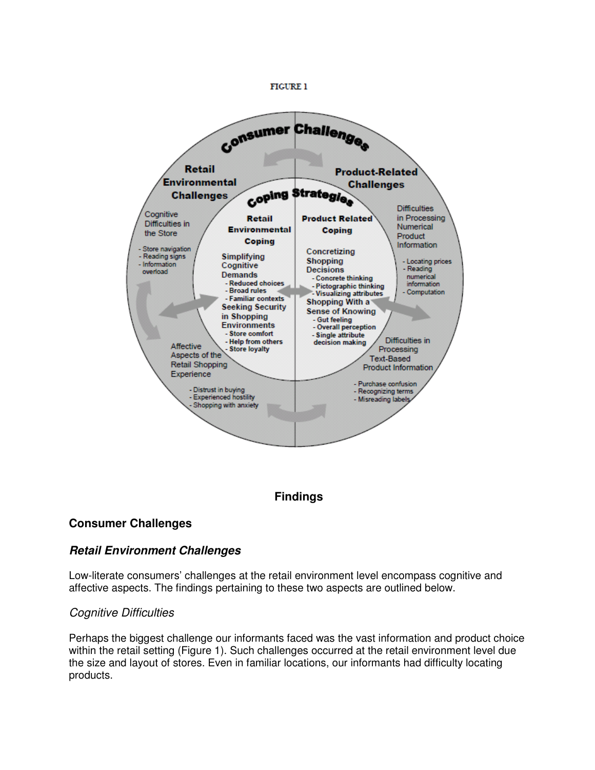FIGURE 1

**Consumer Challenges**

**Retail Environmental Challenges**

Cognitive Difficulties in the Store
- Store navigation
- Reading signs
- Information overload

Affective Aspects of the Retail Shopping Experience
- Distrust in buying
- Experienced hostility
- Shopping with anxiety

**Product-Related Challenges**

Difficulties in Processing Numerical Product Information
- Locating prices
- Reading numerical information
- Computation

Difficulties in Processing Text-Based Product Information
- Purchase confusion
- Recognizing terms
- Misreading labels

**Coping Strategies**

**Retail Environmental Coping**

Simplifying Cognitive Demands
- Reduced choices
- Broad rules
- Familiar contexts

Seeking Security in Shopping Environments
- Store comfort
- Help from others
- Store loyalty

**Product Related Coping**

Concretizing Shopping Decisions
- Concrete thinking
- Pictographic thinking
- Visualizing attributes

Shopping With a Sense of Knowing
- Gut feeling
- Overall perception
- Single attribute decision making

# Findings

## Consumer Challenges

### *Retail Environment Challenges*

Low-literate consumers' challenges at the retail environment level encompass cognitive and affective aspects. The findings pertaining to these two aspects are outlined below.

#### *Cognitive Difficulties*

Perhaps the biggest challenge our informants faced was the vast information and product choice within the retail setting (Figure 1). Such challenges occurred at the retail environment level due the size and layout of stores. Even in familiar locations, our informants had difficulty locating products.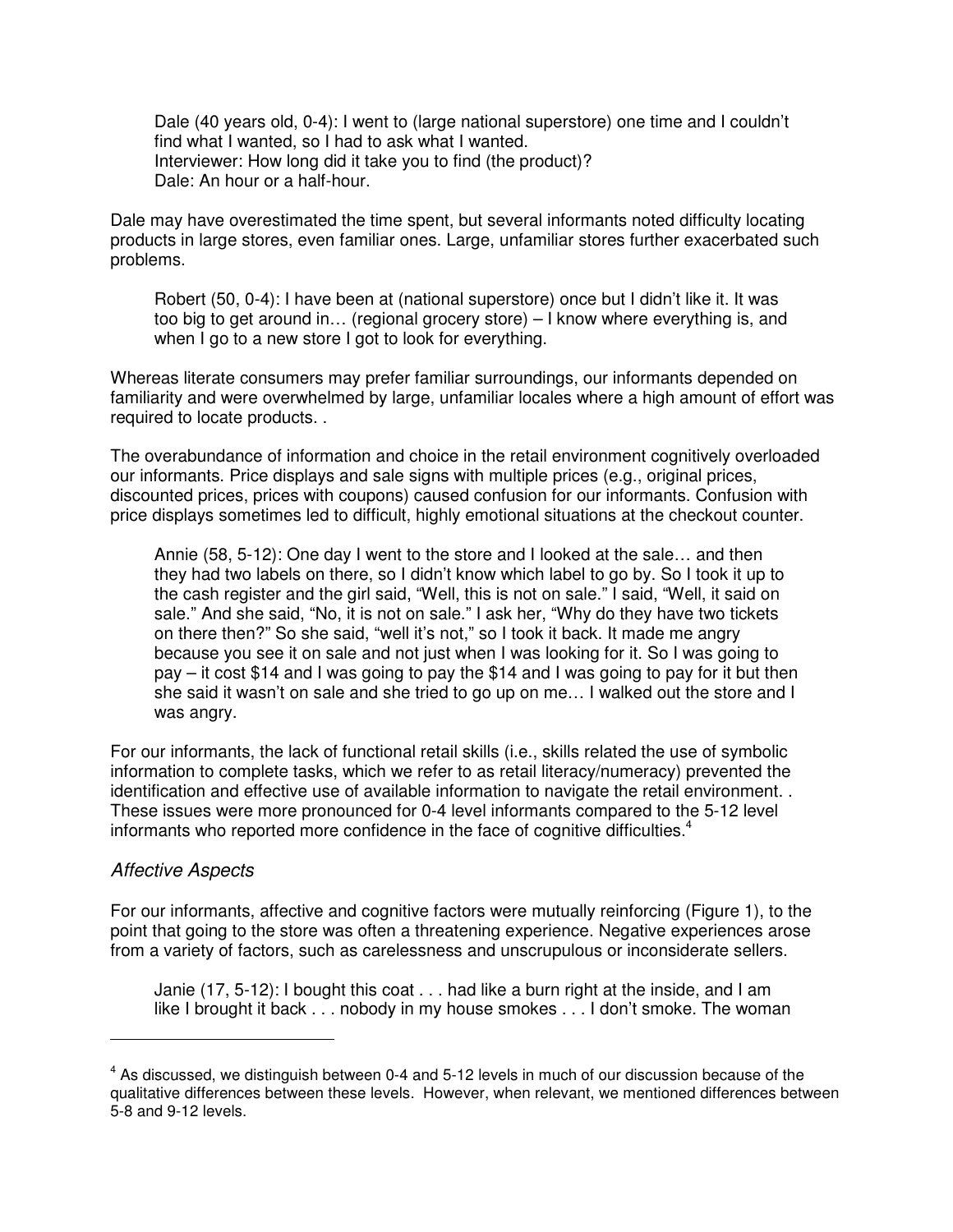> Dale (40 years old, 0-4): I went to (large national superstore) one time and I couldn't find what I wanted, so I had to ask what I wanted.
> Interviewer: How long did it take you to find (the product)?
> Dale: An hour or a half-hour.

Dale may have overestimated the time spent, but several informants noted difficulty locating products in large stores, even familiar ones. Large, unfamiliar stores further exacerbated such problems.

> Robert (50, 0-4): I have been at (national superstore) once but I didn't like it. It was too big to get around in… (regional grocery store) – I know where everything is, and when I go to a new store I got to look for everything.

Whereas literate consumers may prefer familiar surroundings, our informants depended on familiarity and were overwhelmed by large, unfamiliar locales where a high amount of effort was required to locate products. .

The overabundance of information and choice in the retail environment cognitively overloaded our informants. Price displays and sale signs with multiple prices (e.g., original prices, discounted prices, prices with coupons) caused confusion for our informants. Confusion with price displays sometimes led to difficult, highly emotional situations at the checkout counter.

> Annie (58, 5-12): One day I went to the store and I looked at the sale… and then they had two labels on there, so I didn't know which label to go by. So I took it up to the cash register and the girl said, "Well, this is not on sale." I said, "Well, it said on sale." And she said, "No, it is not on sale." I ask her, "Why do they have two tickets on there then?" So she said, "well it's not," so I took it back. It made me angry because you see it on sale and not just when I was looking for it. So I was going to pay – it cost $14 and I was going to pay the $14 and I was going to pay for it but then she said it wasn't on sale and she tried to go up on me… I walked out the store and I was angry.

For our informants, the lack of functional retail skills (i.e., skills related the use of symbolic information to complete tasks, which we refer to as retail literacy/numeracy) prevented the identification and effective use of available information to navigate the retail environment. . These issues were more pronounced for 0-4 level informants compared to the 5-12 level informants who reported more confidence in the face of cognitive difficulties.[4]

### *Affective Aspects*

For our informants, affective and cognitive factors were mutually reinforcing (Figure 1), to the point that going to the store was often a threatening experience. Negative experiences arose from a variety of factors, such as carelessness and unscrupulous or inconsiderate sellers.

> Janie (17, 5-12): I bought this coat . . . had like a burn right at the inside, and I am like I brought it back . . . nobody in my house smokes . . . I don't smoke. The woman

---

[4] As discussed, we distinguish between 0-4 and 5-12 levels in much of our discussion because of the qualitative differences between these levels. However, when relevant, we mentioned differences between 5-8 and 9-12 levels.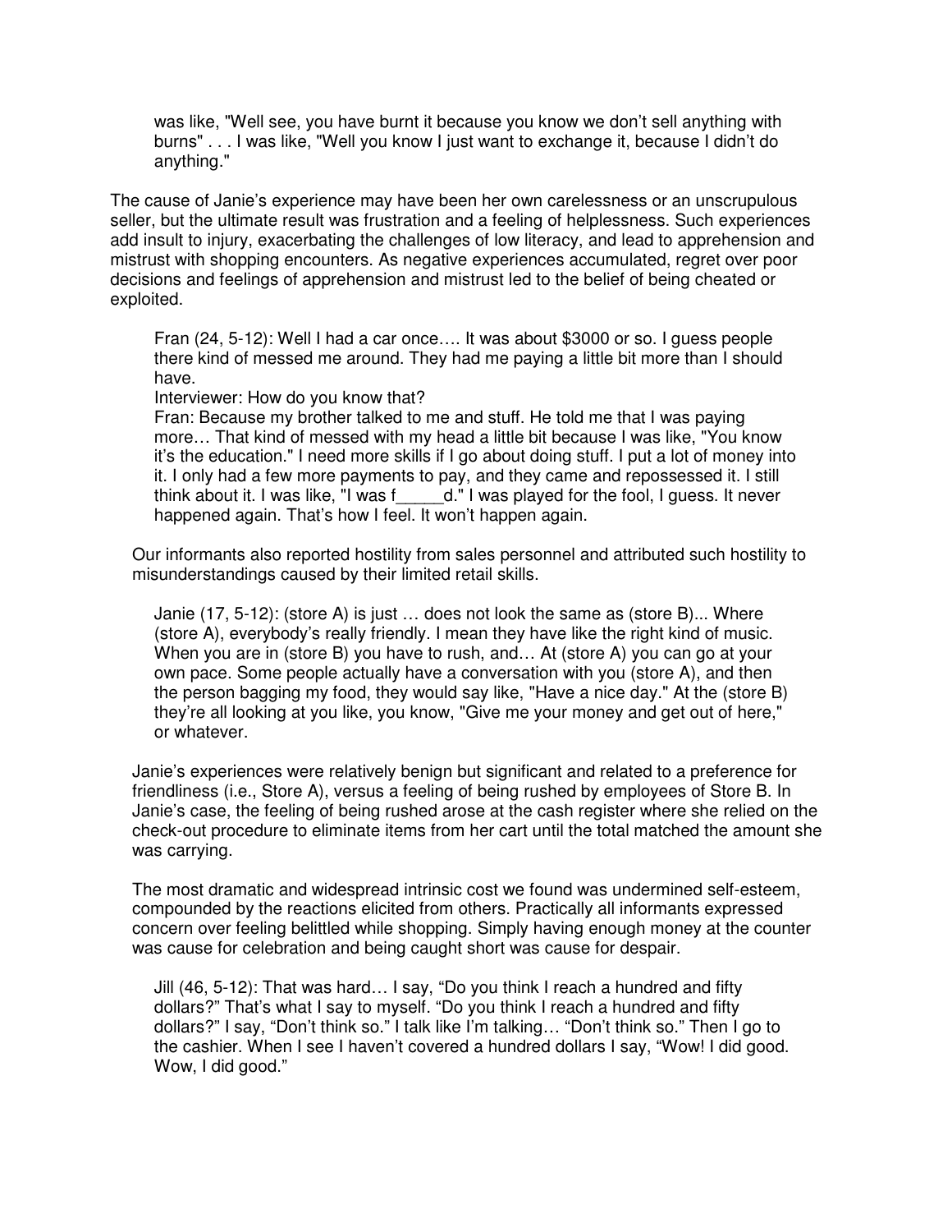> was like, "Well see, you have burnt it because you know we don't sell anything with burns" . . . I was like, "Well you know I just want to exchange it, because I didn't do anything."

The cause of Janie's experience may have been her own carelessness or an unscrupulous seller, but the ultimate result was frustration and a feeling of helplessness. Such experiences add insult to injury, exacerbating the challenges of low literacy, and lead to apprehension and mistrust with shopping encounters. As negative experiences accumulated, regret over poor decisions and feelings of apprehension and mistrust led to the belief of being cheated or exploited.

> Fran (24, 5-12): Well I had a car once…. It was about $3000 or so. I guess people there kind of messed me around. They had me paying a little bit more than I should have.
>
> Interviewer: How do you know that?
>
> Fran: Because my brother talked to me and stuff. He told me that I was paying more… That kind of messed with my head a little bit because I was like, "You know it's the education." I need more skills if I go about doing stuff. I put a lot of money into it. I only had a few more payments to pay, and they came and repossessed it. I still think about it. I was like, "I was f_____d." I was played for the fool, I guess. It never happened again. That's how I feel. It won't happen again.

Our informants also reported hostility from sales personnel and attributed such hostility to misunderstandings caused by their limited retail skills.

> Janie (17, 5-12): (store A) is just … does not look the same as (store B)... Where (store A), everybody's really friendly. I mean they have like the right kind of music. When you are in (store B) you have to rush, and… At (store A) you can go at your own pace. Some people actually have a conversation with you (store A), and then the person bagging my food, they would say like, "Have a nice day." At the (store B) they're all looking at you like, you know, "Give me your money and get out of here," or whatever.

Janie's experiences were relatively benign but significant and related to a preference for friendliness (i.e., Store A), versus a feeling of being rushed by employees of Store B. In Janie's case, the feeling of being rushed arose at the cash register where she relied on the check-out procedure to eliminate items from her cart until the total matched the amount she was carrying.

The most dramatic and widespread intrinsic cost we found was undermined self-esteem, compounded by the reactions elicited from others. Practically all informants expressed concern over feeling belittled while shopping. Simply having enough money at the counter was cause for celebration and being caught short was cause for despair.

> Jill (46, 5-12): That was hard… I say, "Do you think I reach a hundred and fifty dollars?" That's what I say to myself. "Do you think I reach a hundred and fifty dollars?" I say, "Don't think so." I talk like I'm talking… "Don't think so." Then I go to the cashier. When I see I haven't covered a hundred dollars I say, "Wow! I did good. Wow, I did good."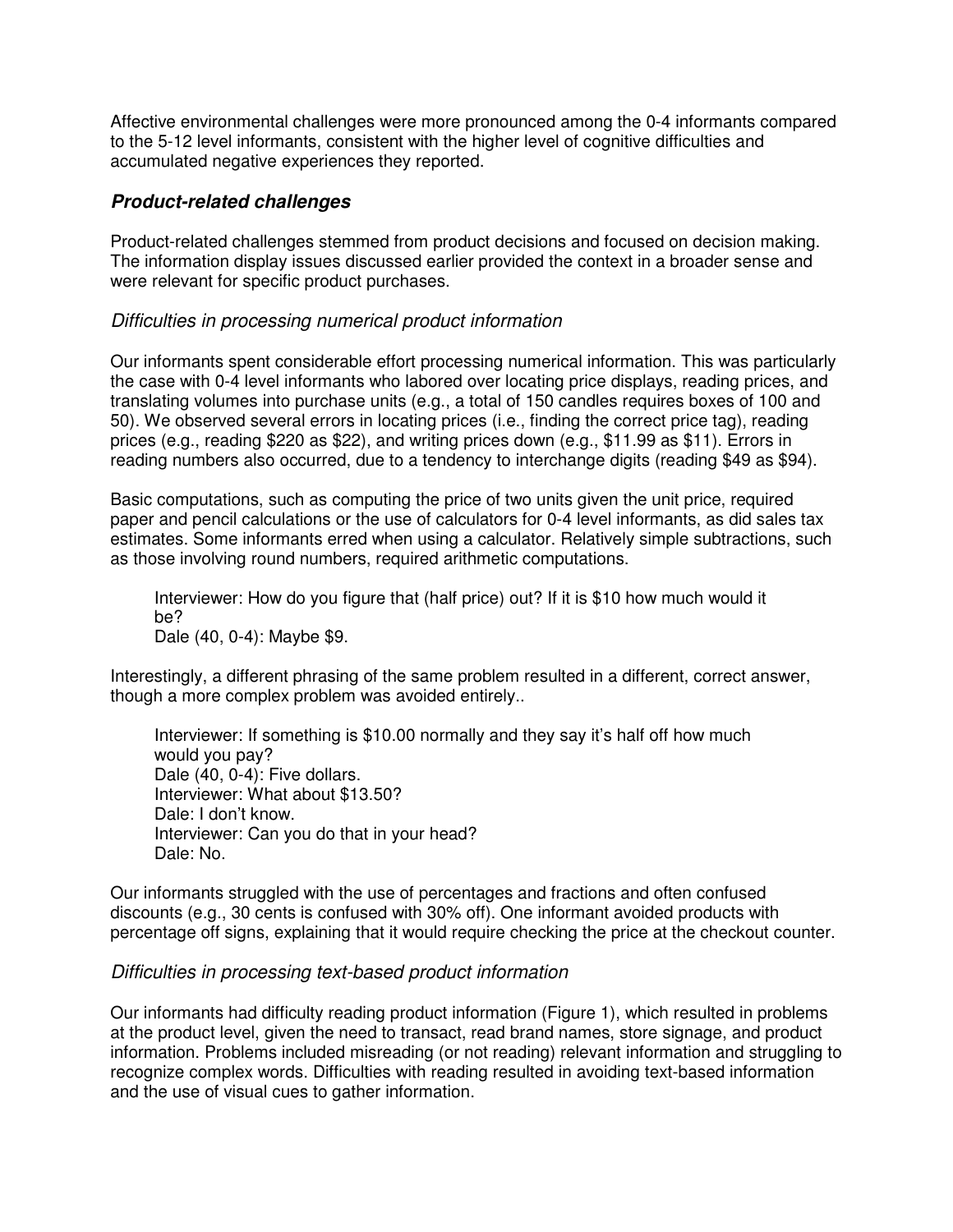Affective environmental challenges were more pronounced among the 0-4 informants compared to the 5-12 level informants, consistent with the higher level of cognitive difficulties and accumulated negative experiences they reported.

## ***Product-related challenges***

Product-related challenges stemmed from product decisions and focused on decision making. The information display issues discussed earlier provided the context in a broader sense and were relevant for specific product purchases.

### *Difficulties in processing numerical product information*

Our informants spent considerable effort processing numerical information. This was particularly the case with 0-4 level informants who labored over locating price displays, reading prices, and translating volumes into purchase units (e.g., a total of 150 candles requires boxes of 100 and 50). We observed several errors in locating prices (i.e., finding the correct price tag), reading prices (e.g., reading $220 as $22), and writing prices down (e.g., $11.99 as $11). Errors in reading numbers also occurred, due to a tendency to interchange digits (reading $49 as $94).

Basic computations, such as computing the price of two units given the unit price, required paper and pencil calculations or the use of calculators for 0-4 level informants, as did sales tax estimates. Some informants erred when using a calculator. Relatively simple subtractions, such as those involving round numbers, required arithmetic computations.

> Interviewer: How do you figure that (half price) out? If it is $10 how much would it be?
> Dale (40, 0-4): Maybe $9.

Interestingly, a different phrasing of the same problem resulted in a different, correct answer, though a more complex problem was avoided entirely..

> Interviewer: If something is $10.00 normally and they say it's half off how much would you pay?
> Dale (40, 0-4): Five dollars.
> Interviewer: What about $13.50?
> Dale: I don't know.
> Interviewer: Can you do that in your head?
> Dale: No.

Our informants struggled with the use of percentages and fractions and often confused discounts (e.g., 30 cents is confused with 30% off). One informant avoided products with percentage off signs, explaining that it would require checking the price at the checkout counter.

### *Difficulties in processing text-based product information*

Our informants had difficulty reading product information (Figure 1), which resulted in problems at the product level, given the need to transact, read brand names, store signage, and product information. Problems included misreading (or not reading) relevant information and struggling to recognize complex words. Difficulties with reading resulted in avoiding text-based information and the use of visual cues to gather information.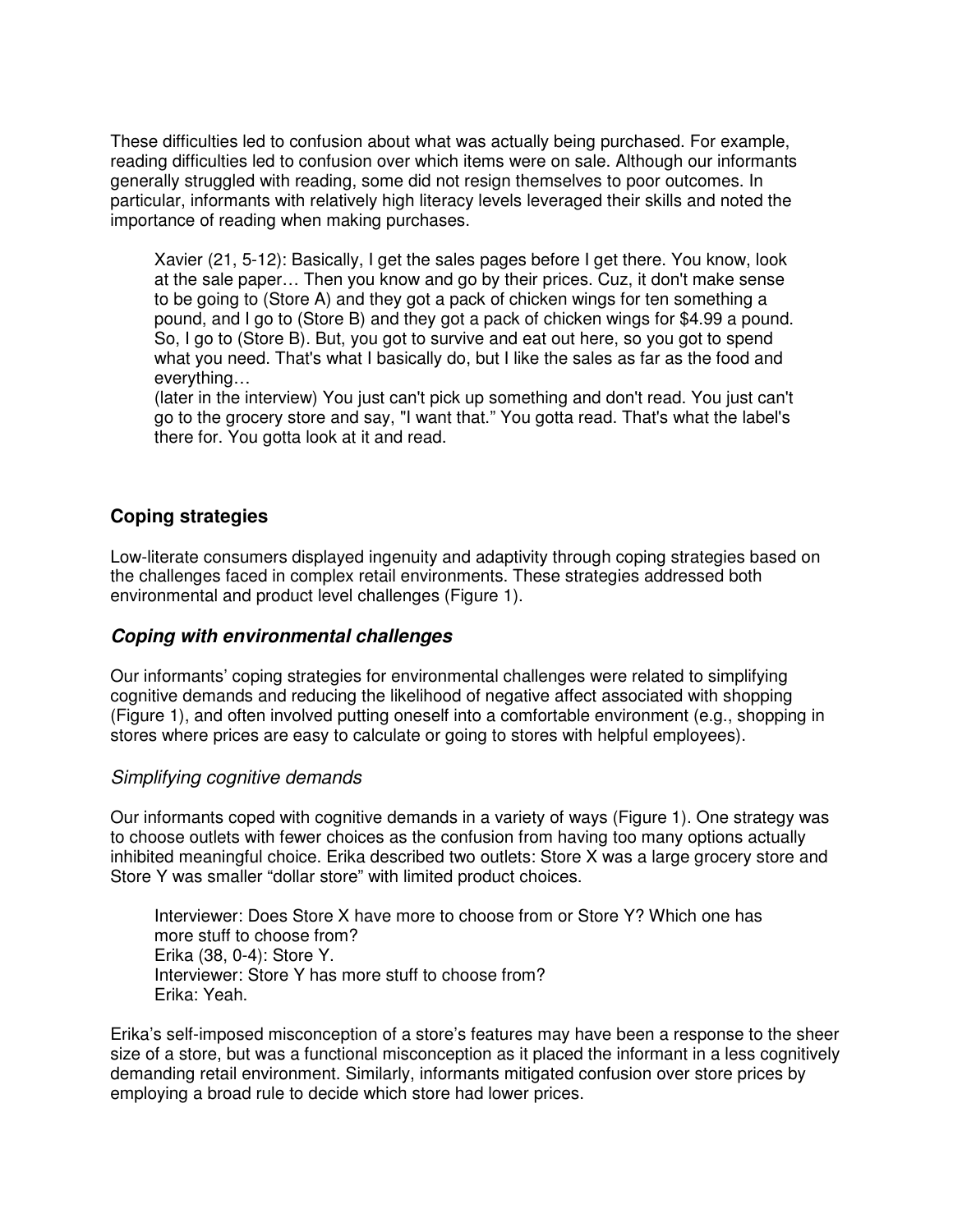These difficulties led to confusion about what was actually being purchased. For example, reading difficulties led to confusion over which items were on sale. Although our informants generally struggled with reading, some did not resign themselves to poor outcomes. In particular, informants with relatively high literacy levels leveraged their skills and noted the importance of reading when making purchases.

> Xavier (21, 5-12): Basically, I get the sales pages before I get there. You know, look at the sale paper… Then you know and go by their prices. Cuz, it don't make sense to be going to (Store A) and they got a pack of chicken wings for ten something a pound, and I go to (Store B) and they got a pack of chicken wings for $4.99 a pound. So, I go to (Store B). But, you got to survive and eat out here, so you got to spend what you need. That's what I basically do, but I like the sales as far as the food and everything…
> (later in the interview) You just can't pick up something and don't read. You just can't go to the grocery store and say, "I want that." You gotta read. That's what the label's there for. You gotta look at it and read.

## Coping strategies

Low-literate consumers displayed ingenuity and adaptivity through coping strategies based on the challenges faced in complex retail environments. These strategies addressed both environmental and product level challenges (Figure 1).

### *Coping with environmental challenges*

Our informants' coping strategies for environmental challenges were related to simplifying cognitive demands and reducing the likelihood of negative affect associated with shopping (Figure 1), and often involved putting oneself into a comfortable environment (e.g., shopping in stores where prices are easy to calculate or going to stores with helpful employees).

#### *Simplifying cognitive demands*

Our informants coped with cognitive demands in a variety of ways (Figure 1). One strategy was to choose outlets with fewer choices as the confusion from having too many options actually inhibited meaningful choice. Erika described two outlets: Store X was a large grocery store and Store Y was smaller "dollar store" with limited product choices.

> Interviewer: Does Store X have more to choose from or Store Y? Which one has more stuff to choose from?
> Erika (38, 0-4): Store Y.
> Interviewer: Store Y has more stuff to choose from?
> Erika: Yeah.

Erika's self-imposed misconception of a store's features may have been a response to the sheer size of a store, but was a functional misconception as it placed the informant in a less cognitively demanding retail environment. Similarly, informants mitigated confusion over store prices by employing a broad rule to decide which store had lower prices.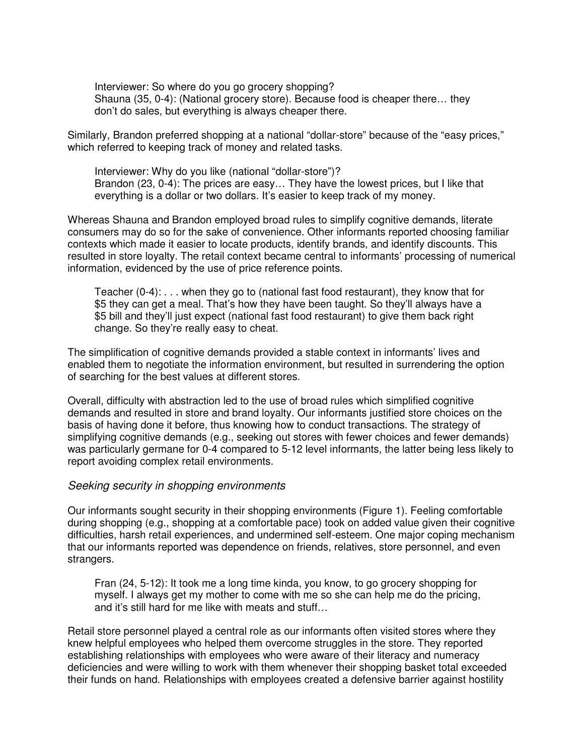> Interviewer: So where do you go grocery shopping?
> Shauna (35, 0-4): (National grocery store). Because food is cheaper there… they don't do sales, but everything is always cheaper there.

Similarly, Brandon preferred shopping at a national "dollar-store" because of the "easy prices," which referred to keeping track of money and related tasks.

> Interviewer: Why do you like (national "dollar-store")?
> Brandon (23, 0-4): The prices are easy… They have the lowest prices, but I like that everything is a dollar or two dollars. It's easier to keep track of my money.

Whereas Shauna and Brandon employed broad rules to simplify cognitive demands, literate consumers may do so for the sake of convenience. Other informants reported choosing familiar contexts which made it easier to locate products, identify brands, and identify discounts. This resulted in store loyalty. The retail context became central to informants' processing of numerical information, evidenced by the use of price reference points.

> Teacher (0-4): . . . when they go to (national fast food restaurant), they know that for $5 they can get a meal. That's how they have been taught. So they'll always have a $5 bill and they'll just expect (national fast food restaurant) to give them back right change. So they're really easy to cheat.

The simplification of cognitive demands provided a stable context in informants' lives and enabled them to negotiate the information environment, but resulted in surrendering the option of searching for the best values at different stores.

Overall, difficulty with abstraction led to the use of broad rules which simplified cognitive demands and resulted in store and brand loyalty. Our informants justified store choices on the basis of having done it before, thus knowing how to conduct transactions. The strategy of simplifying cognitive demands (e.g., seeking out stores with fewer choices and fewer demands) was particularly germane for 0-4 compared to 5-12 level informants, the latter being less likely to report avoiding complex retail environments.

### *Seeking security in shopping environments*

Our informants sought security in their shopping environments (Figure 1). Feeling comfortable during shopping (e.g., shopping at a comfortable pace) took on added value given their cognitive difficulties, harsh retail experiences, and undermined self-esteem. One major coping mechanism that our informants reported was dependence on friends, relatives, store personnel, and even strangers.

> Fran (24, 5-12): It took me a long time kinda, you know, to go grocery shopping for myself. I always get my mother to come with me so she can help me do the pricing, and it's still hard for me like with meats and stuff…

Retail store personnel played a central role as our informants often visited stores where they knew helpful employees who helped them overcome struggles in the store. They reported establishing relationships with employees who were aware of their literacy and numeracy deficiencies and were willing to work with them whenever their shopping basket total exceeded their funds on hand. Relationships with employees created a defensive barrier against hostility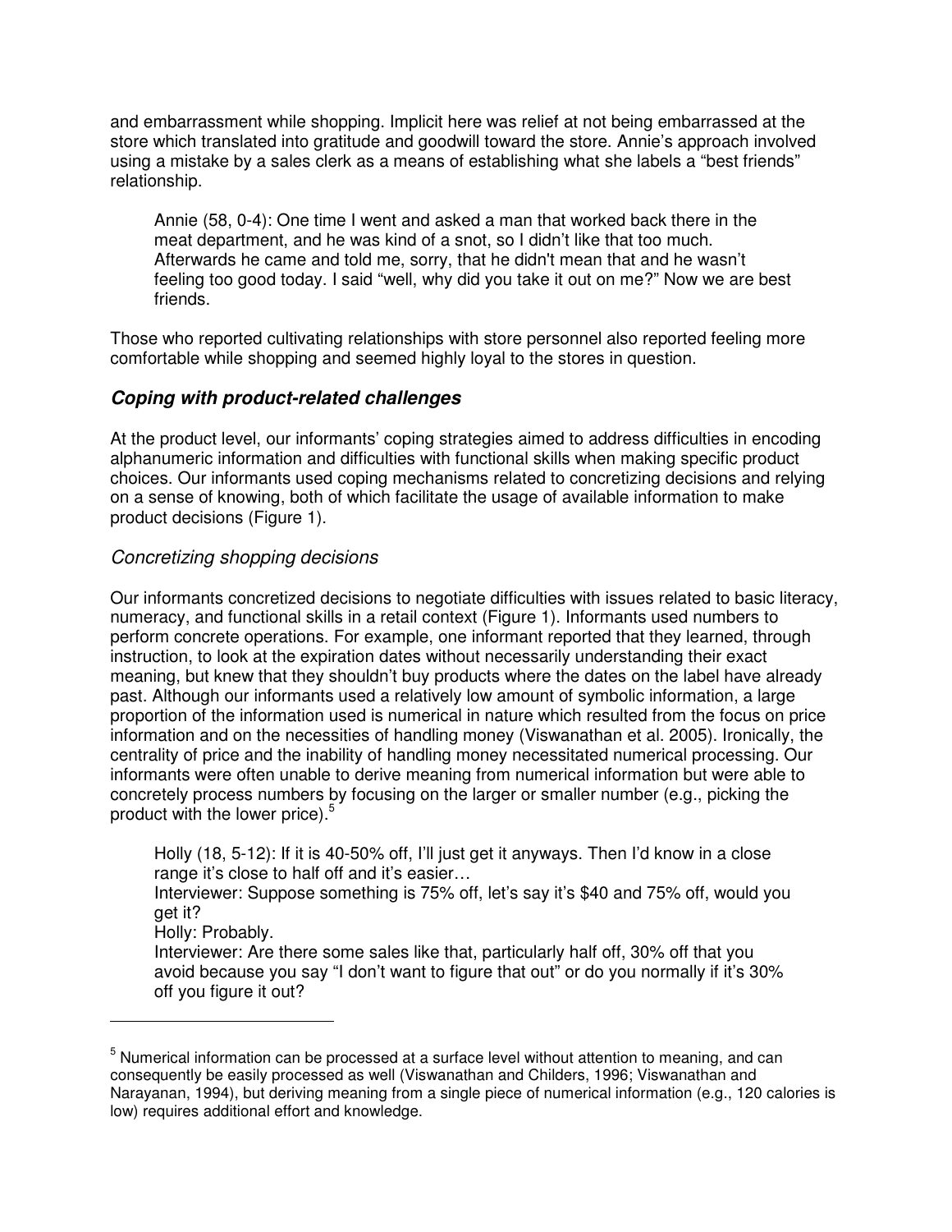and embarrassment while shopping. Implicit here was relief at not being embarrassed at the store which translated into gratitude and goodwill toward the store. Annie's approach involved using a mistake by a sales clerk as a means of establishing what she labels a "best friends" relationship.

> Annie (58, 0-4): One time I went and asked a man that worked back there in the meat department, and he was kind of a snot, so I didn't like that too much. Afterwards he came and told me, sorry, that he didn't mean that and he wasn't feeling too good today. I said "well, why did you take it out on me?" Now we are best friends.

Those who reported cultivating relationships with store personnel also reported feeling more comfortable while shopping and seemed highly loyal to the stores in question.

## *Coping with product-related challenges*

At the product level, our informants' coping strategies aimed to address difficulties in encoding alphanumeric information and difficulties with functional skills when making specific product choices. Our informants used coping mechanisms related to concretizing decisions and relying on a sense of knowing, both of which facilitate the usage of available information to make product decisions (Figure 1).

### *Concretizing shopping decisions*

Our informants concretized decisions to negotiate difficulties with issues related to basic literacy, numeracy, and functional skills in a retail context (Figure 1). Informants used numbers to perform concrete operations. For example, one informant reported that they learned, through instruction, to look at the expiration dates without necessarily understanding their exact meaning, but knew that they shouldn't buy products where the dates on the label have already past. Although our informants used a relatively low amount of symbolic information, a large proportion of the information used is numerical in nature which resulted from the focus on price information and on the necessities of handling money (Viswanathan et al. 2005). Ironically, the centrality of price and the inability of handling money necessitated numerical processing. Our informants were often unable to derive meaning from numerical information but were able to concretely process numbers by focusing on the larger or smaller number (e.g., picking the product with the lower price).[5]

> Holly (18, 5-12): If it is 40-50% off, I'll just get it anyways. Then I'd know in a close range it's close to half off and it's easier…
> Interviewer: Suppose something is 75% off, let's say it's $40 and 75% off, would you get it?
> Holly: Probably.
> Interviewer: Are there some sales like that, particularly half off, 30% off that you avoid because you say "I don't want to figure that out" or do you normally if it's 30% off you figure it out?

---

[5] Numerical information can be processed at a surface level without attention to meaning, and can consequently be easily processed as well (Viswanathan and Childers, 1996; Viswanathan and Narayanan, 1994), but deriving meaning from a single piece of numerical information (e.g., 120 calories is low) requires additional effort and knowledge.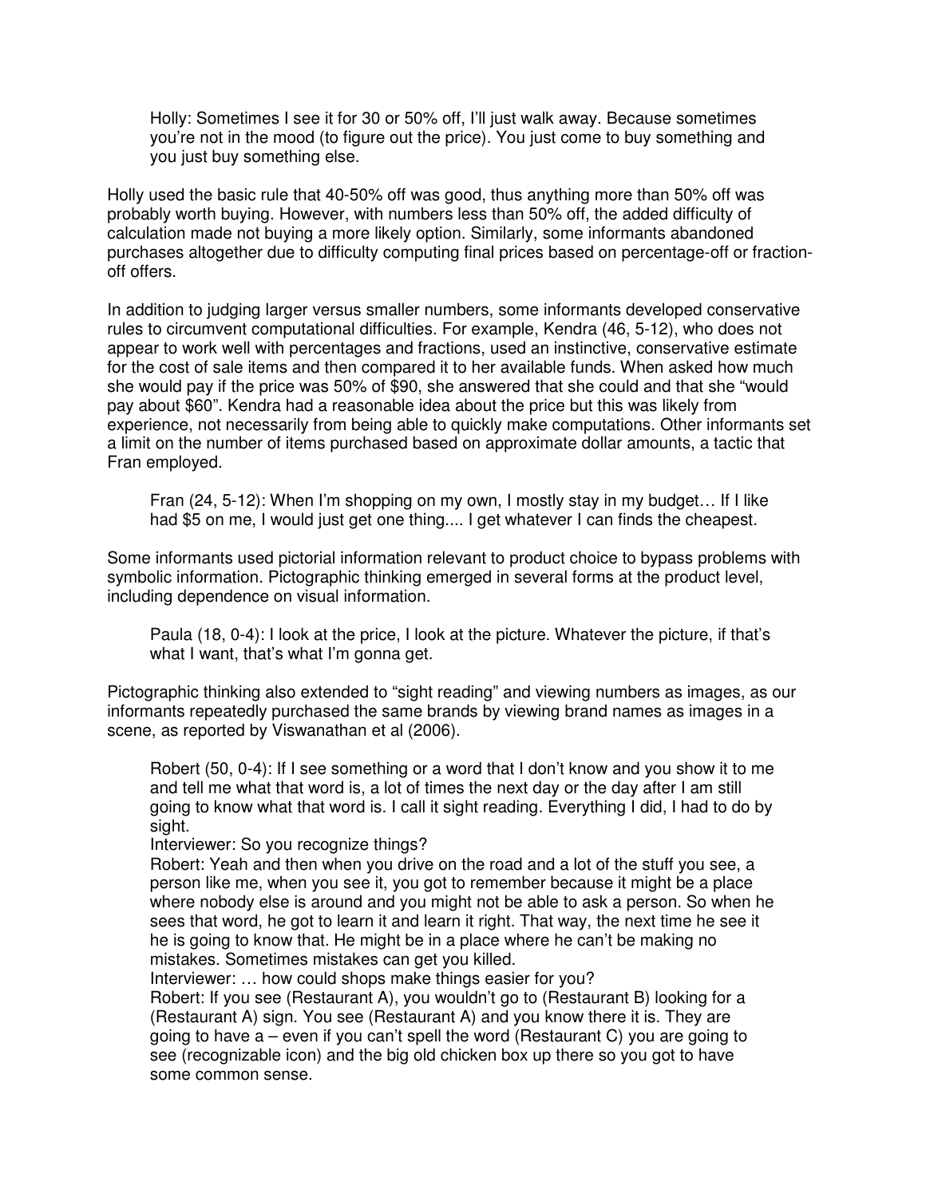> Holly: Sometimes I see it for 30 or 50% off, I'll just walk away. Because sometimes you're not in the mood (to figure out the price). You just come to buy something and you just buy something else.

Holly used the basic rule that 40-50% off was good, thus anything more than 50% off was probably worth buying. However, with numbers less than 50% off, the added difficulty of calculation made not buying a more likely option. Similarly, some informants abandoned purchases altogether due to difficulty computing final prices based on percentage-off or fraction-off offers.

In addition to judging larger versus smaller numbers, some informants developed conservative rules to circumvent computational difficulties. For example, Kendra (46, 5-12), who does not appear to work well with percentages and fractions, used an instinctive, conservative estimate for the cost of sale items and then compared it to her available funds. When asked how much she would pay if the price was 50% of $90, she answered that she could and that she "would pay about $60". Kendra had a reasonable idea about the price but this was likely from experience, not necessarily from being able to quickly make computations. Other informants set a limit on the number of items purchased based on approximate dollar amounts, a tactic that Fran employed.

> Fran (24, 5-12): When I'm shopping on my own, I mostly stay in my budget… If I like had $5 on me, I would just get one thing.... I get whatever I can finds the cheapest.

Some informants used pictorial information relevant to product choice to bypass problems with symbolic information. Pictographic thinking emerged in several forms at the product level, including dependence on visual information.

> Paula (18, 0-4): I look at the price, I look at the picture. Whatever the picture, if that's what I want, that's what I'm gonna get.

Pictographic thinking also extended to "sight reading" and viewing numbers as images, as our informants repeatedly purchased the same brands by viewing brand names as images in a scene, as reported by Viswanathan et al (2006).

> Robert (50, 0-4): If I see something or a word that I don't know and you show it to me and tell me what that word is, a lot of times the next day or the day after I am still going to know what that word is. I call it sight reading. Everything I did, I had to do by sight.
>
> Interviewer: So you recognize things?
>
> Robert: Yeah and then when you drive on the road and a lot of the stuff you see, a person like me, when you see it, you got to remember because it might be a place where nobody else is around and you might not be able to ask a person. So when he sees that word, he got to learn it and learn it right. That way, the next time he see it he is going to know that. He might be in a place where he can't be making no mistakes. Sometimes mistakes can get you killed.
>
> Interviewer: … how could shops make things easier for you?
>
> Robert: If you see (Restaurant A), you wouldn't go to (Restaurant B) looking for a (Restaurant A) sign. You see (Restaurant A) and you know there it is. They are going to have a – even if you can't spell the word (Restaurant C) you are going to see (recognizable icon) and the big old chicken box up there so you got to have some common sense.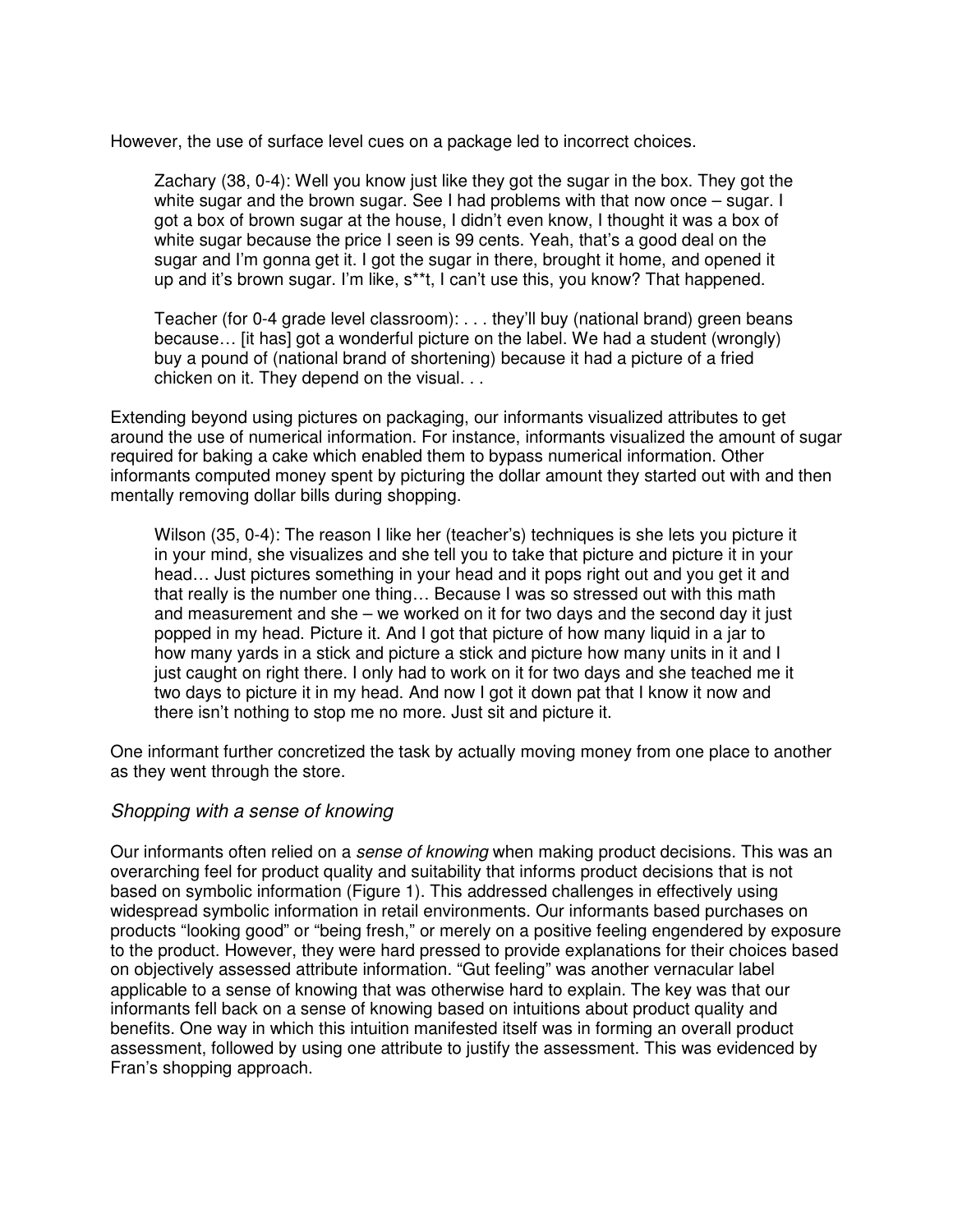However, the use of surface level cues on a package led to incorrect choices.

> Zachary (38, 0-4): Well you know just like they got the sugar in the box. They got the white sugar and the brown sugar. See I had problems with that now once – sugar. I got a box of brown sugar at the house, I didn't even know, I thought it was a box of white sugar because the price I seen is 99 cents. Yeah, that's a good deal on the sugar and I'm gonna get it. I got the sugar in there, brought it home, and opened it up and it's brown sugar. I'm like, s**t, I can't use this, you know? That happened.
>
> Teacher (for 0-4 grade level classroom): . . . they'll buy (national brand) green beans because… [it has] got a wonderful picture on the label. We had a student (wrongly) buy a pound of (national brand of shortening) because it had a picture of a fried chicken on it. They depend on the visual. . .

Extending beyond using pictures on packaging, our informants visualized attributes to get around the use of numerical information. For instance, informants visualized the amount of sugar required for baking a cake which enabled them to bypass numerical information. Other informants computed money spent by picturing the dollar amount they started out with and then mentally removing dollar bills during shopping.

> Wilson (35, 0-4): The reason I like her (teacher's) techniques is she lets you picture it in your mind, she visualizes and she tell you to take that picture and picture it in your head… Just pictures something in your head and it pops right out and you get it and that really is the number one thing… Because I was so stressed out with this math and measurement and she – we worked on it for two days and the second day it just popped in my head. Picture it. And I got that picture of how many liquid in a jar to how many yards in a stick and picture a stick and picture how many units in it and I just caught on right there. I only had to work on it for two days and she teached me it two days to picture it in my head. And now I got it down pat that I know it now and there isn't nothing to stop me no more. Just sit and picture it.

One informant further concretized the task by actually moving money from one place to another as they went through the store.

### *Shopping with a sense of knowing*

Our informants often relied on a *sense of knowing* when making product decisions. This was an overarching feel for product quality and suitability that informs product decisions that is not based on symbolic information (Figure 1). This addressed challenges in effectively using widespread symbolic information in retail environments. Our informants based purchases on products "looking good" or "being fresh," or merely on a positive feeling engendered by exposure to the product. However, they were hard pressed to provide explanations for their choices based on objectively assessed attribute information. "Gut feeling" was another vernacular label applicable to a sense of knowing that was otherwise hard to explain. The key was that our informants fell back on a sense of knowing based on intuitions about product quality and benefits. One way in which this intuition manifested itself was in forming an overall product assessment, followed by using one attribute to justify the assessment. This was evidenced by Fran's shopping approach.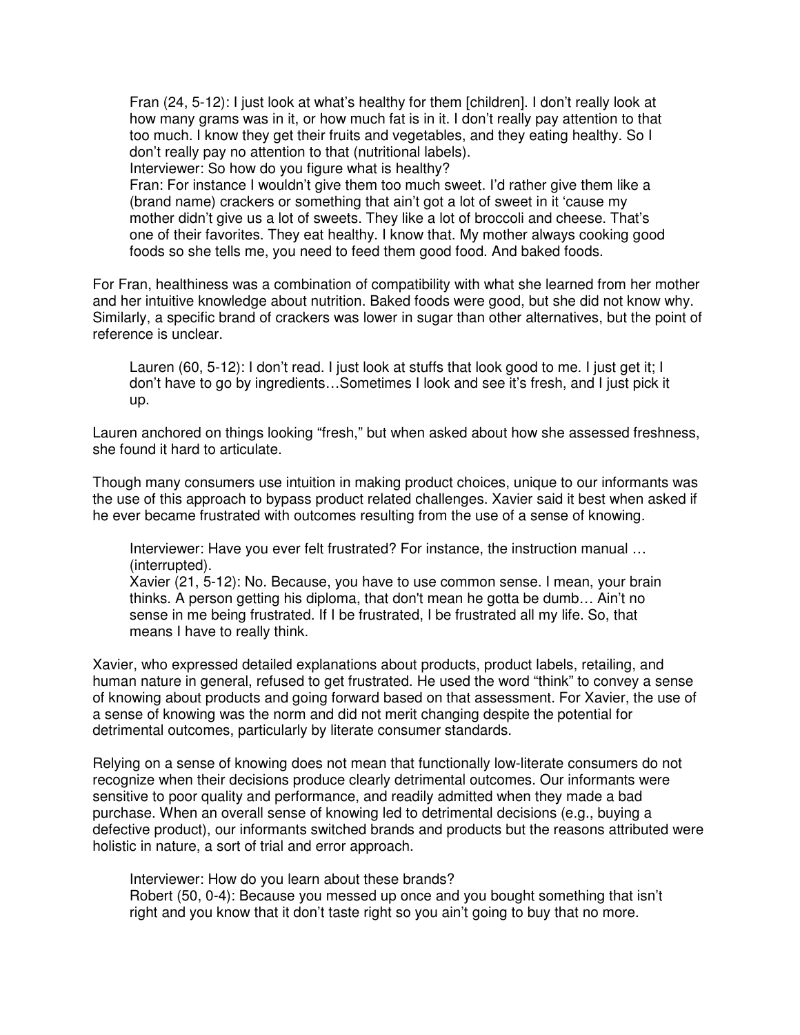> Fran (24, 5-12): I just look at what's healthy for them [children]. I don't really look at how many grams was in it, or how much fat is in it. I don't really pay attention to that too much. I know they get their fruits and vegetables, and they eating healthy. So I don't really pay no attention to that (nutritional labels).
> Interviewer: So how do you figure what is healthy?
> Fran: For instance I wouldn't give them too much sweet. I'd rather give them like a (brand name) crackers or something that ain't got a lot of sweet in it 'cause my mother didn't give us a lot of sweets. They like a lot of broccoli and cheese. That's one of their favorites. They eat healthy. I know that. My mother always cooking good foods so she tells me, you need to feed them good food. And baked foods.

For Fran, healthiness was a combination of compatibility with what she learned from her mother and her intuitive knowledge about nutrition. Baked foods were good, but she did not know why. Similarly, a specific brand of crackers was lower in sugar than other alternatives, but the point of reference is unclear.

> Lauren (60, 5-12): I don't read. I just look at stuffs that look good to me. I just get it; I don't have to go by ingredients…Sometimes I look and see it's fresh, and I just pick it up.

Lauren anchored on things looking "fresh," but when asked about how she assessed freshness, she found it hard to articulate.

Though many consumers use intuition in making product choices, unique to our informants was the use of this approach to bypass product related challenges. Xavier said it best when asked if he ever became frustrated with outcomes resulting from the use of a sense of knowing.

> Interviewer: Have you ever felt frustrated? For instance, the instruction manual … (interrupted).
> Xavier (21, 5-12): No. Because, you have to use common sense. I mean, your brain thinks. A person getting his diploma, that don't mean he gotta be dumb… Ain't no sense in me being frustrated. If I be frustrated, I be frustrated all my life. So, that means I have to really think.

Xavier, who expressed detailed explanations about products, product labels, retailing, and human nature in general, refused to get frustrated. He used the word "think" to convey a sense of knowing about products and going forward based on that assessment. For Xavier, the use of a sense of knowing was the norm and did not merit changing despite the potential for detrimental outcomes, particularly by literate consumer standards.

Relying on a sense of knowing does not mean that functionally low-literate consumers do not recognize when their decisions produce clearly detrimental outcomes. Our informants were sensitive to poor quality and performance, and readily admitted when they made a bad purchase. When an overall sense of knowing led to detrimental decisions (e.g., buying a defective product), our informants switched brands and products but the reasons attributed were holistic in nature, a sort of trial and error approach.

> Interviewer: How do you learn about these brands?
> Robert (50, 0-4): Because you messed up once and you bought something that isn't right and you know that it don't taste right so you ain't going to buy that no more.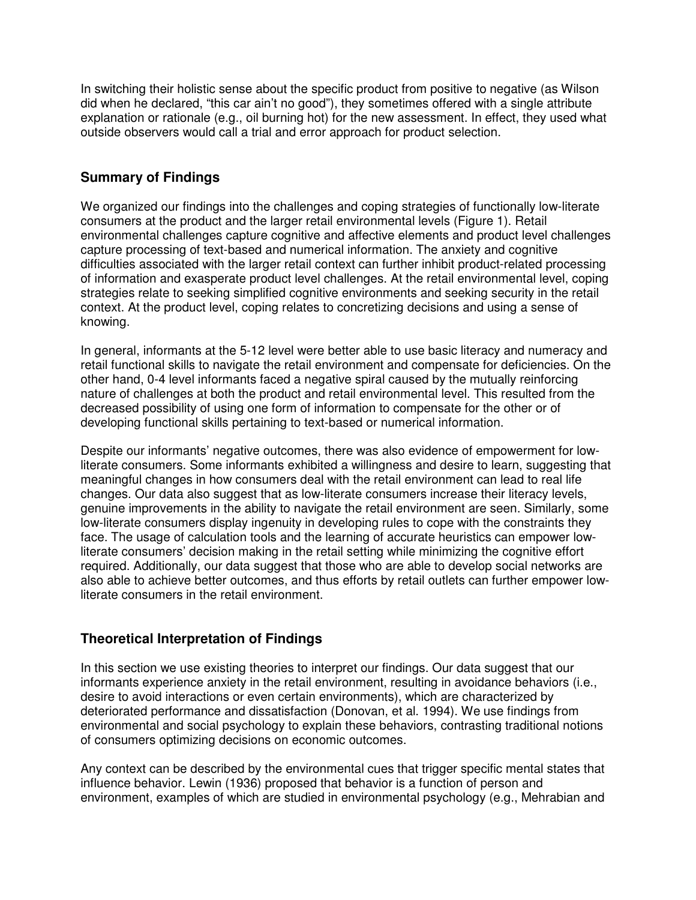In switching their holistic sense about the specific product from positive to negative (as Wilson did when he declared, “this car ain't no good”), they sometimes offered with a single attribute explanation or rationale (e.g., oil burning hot) for the new assessment. In effect, they used what outside observers would call a trial and error approach for product selection.

## Summary of Findings

We organized our findings into the challenges and coping strategies of functionally low-literate consumers at the product and the larger retail environmental levels (Figure 1). Retail environmental challenges capture cognitive and affective elements and product level challenges capture processing of text-based and numerical information. The anxiety and cognitive difficulties associated with the larger retail context can further inhibit product-related processing of information and exasperate product level challenges. At the retail environmental level, coping strategies relate to seeking simplified cognitive environments and seeking security in the retail context. At the product level, coping relates to concretizing decisions and using a sense of knowing.

In general, informants at the 5-12 level were better able to use basic literacy and numeracy and retail functional skills to navigate the retail environment and compensate for deficiencies. On the other hand, 0-4 level informants faced a negative spiral caused by the mutually reinforcing nature of challenges at both the product and retail environmental level. This resulted from the decreased possibility of using one form of information to compensate for the other or of developing functional skills pertaining to text-based or numerical information.

Despite our informants' negative outcomes, there was also evidence of empowerment for low-literate consumers. Some informants exhibited a willingness and desire to learn, suggesting that meaningful changes in how consumers deal with the retail environment can lead to real life changes. Our data also suggest that as low-literate consumers increase their literacy levels, genuine improvements in the ability to navigate the retail environment are seen. Similarly, some low-literate consumers display ingenuity in developing rules to cope with the constraints they face. The usage of calculation tools and the learning of accurate heuristics can empower low-literate consumers' decision making in the retail setting while minimizing the cognitive effort required. Additionally, our data suggest that those who are able to develop social networks are also able to achieve better outcomes, and thus efforts by retail outlets can further empower low-literate consumers in the retail environment.

## Theoretical Interpretation of Findings

In this section we use existing theories to interpret our findings. Our data suggest that our informants experience anxiety in the retail environment, resulting in avoidance behaviors (i.e., desire to avoid interactions or even certain environments), which are characterized by deteriorated performance and dissatisfaction (Donovan, et al. 1994). We use findings from environmental and social psychology to explain these behaviors, contrasting traditional notions of consumers optimizing decisions on economic outcomes.

Any context can be described by the environmental cues that trigger specific mental states that influence behavior. Lewin (1936) proposed that behavior is a function of person and environment, examples of which are studied in environmental psychology (e.g., Mehrabian and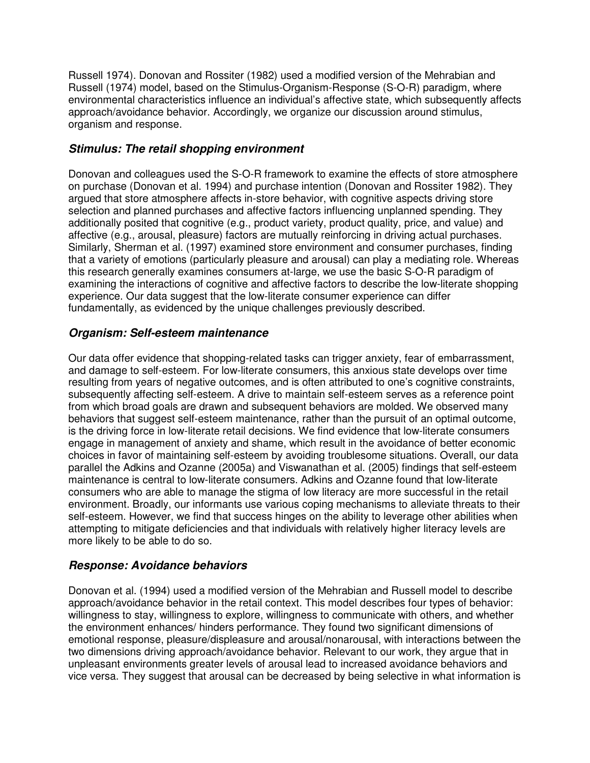Russell 1974). Donovan and Rossiter (1982) used a modified version of the Mehrabian and Russell (1974) model, based on the Stimulus-Organism-Response (S-O-R) paradigm, where environmental characteristics influence an individual's affective state, which subsequently affects approach/avoidance behavior. Accordingly, we organize our discussion around stimulus, organism and response.

### *Stimulus: The retail shopping environment*

Donovan and colleagues used the S-O-R framework to examine the effects of store atmosphere on purchase (Donovan et al. 1994) and purchase intention (Donovan and Rossiter 1982). They argued that store atmosphere affects in-store behavior, with cognitive aspects driving store selection and planned purchases and affective factors influencing unplanned spending. They additionally posited that cognitive (e.g., product variety, product quality, price, and value) and affective (e.g., arousal, pleasure) factors are mutually reinforcing in driving actual purchases. Similarly, Sherman et al. (1997) examined store environment and consumer purchases, finding that a variety of emotions (particularly pleasure and arousal) can play a mediating role. Whereas this research generally examines consumers at-large, we use the basic S-O-R paradigm of examining the interactions of cognitive and affective factors to describe the low-literate shopping experience. Our data suggest that the low-literate consumer experience can differ fundamentally, as evidenced by the unique challenges previously described.

### *Organism: Self-esteem maintenance*

Our data offer evidence that shopping-related tasks can trigger anxiety, fear of embarrassment, and damage to self-esteem. For low-literate consumers, this anxious state develops over time resulting from years of negative outcomes, and is often attributed to one's cognitive constraints, subsequently affecting self-esteem. A drive to maintain self-esteem serves as a reference point from which broad goals are drawn and subsequent behaviors are molded. We observed many behaviors that suggest self-esteem maintenance, rather than the pursuit of an optimal outcome, is the driving force in low-literate retail decisions. We find evidence that low-literate consumers engage in management of anxiety and shame, which result in the avoidance of better economic choices in favor of maintaining self-esteem by avoiding troublesome situations. Overall, our data parallel the Adkins and Ozanne (2005a) and Viswanathan et al. (2005) findings that self-esteem maintenance is central to low-literate consumers. Adkins and Ozanne found that low-literate consumers who are able to manage the stigma of low literacy are more successful in the retail environment. Broadly, our informants use various coping mechanisms to alleviate threats to their self-esteem. However, we find that success hinges on the ability to leverage other abilities when attempting to mitigate deficiencies and that individuals with relatively higher literacy levels are more likely to be able to do so.

### *Response: Avoidance behaviors*

Donovan et al. (1994) used a modified version of the Mehrabian and Russell model to describe approach/avoidance behavior in the retail context. This model describes four types of behavior: willingness to stay, willingness to explore, willingness to communicate with others, and whether the environment enhances/ hinders performance. They found two significant dimensions of emotional response, pleasure/displeasure and arousal/nonarousal, with interactions between the two dimensions driving approach/avoidance behavior. Relevant to our work, they argue that in unpleasant environments greater levels of arousal lead to increased avoidance behaviors and vice versa. They suggest that arousal can be decreased by being selective in what information is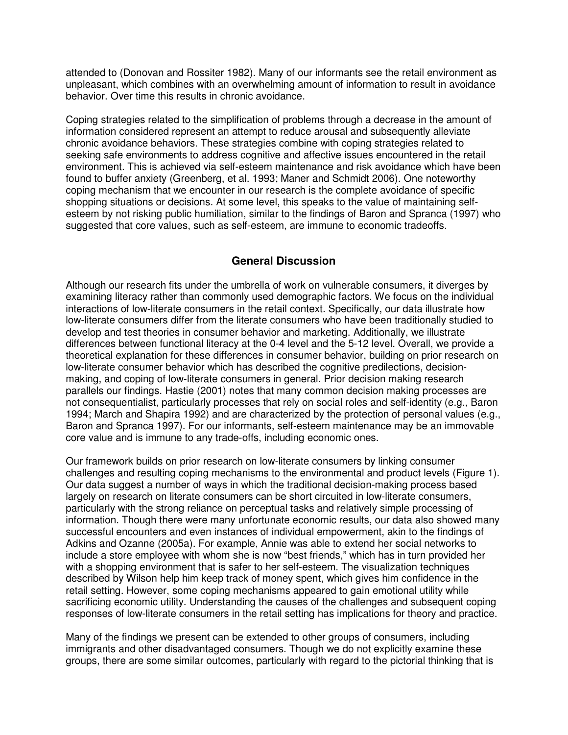attended to (Donovan and Rossiter 1982). Many of our informants see the retail environment as unpleasant, which combines with an overwhelming amount of information to result in avoidance behavior. Over time this results in chronic avoidance.

Coping strategies related to the simplification of problems through a decrease in the amount of information considered represent an attempt to reduce arousal and subsequently alleviate chronic avoidance behaviors. These strategies combine with coping strategies related to seeking safe environments to address cognitive and affective issues encountered in the retail environment. This is achieved via self-esteem maintenance and risk avoidance which have been found to buffer anxiety (Greenberg, et al. 1993; Maner and Schmidt 2006). One noteworthy coping mechanism that we encounter in our research is the complete avoidance of specific shopping situations or decisions. At some level, this speaks to the value of maintaining self-esteem by not risking public humiliation, similar to the findings of Baron and Spranca (1997) who suggested that core values, such as self-esteem, are immune to economic tradeoffs.

## General Discussion

Although our research fits under the umbrella of work on vulnerable consumers, it diverges by examining literacy rather than commonly used demographic factors. We focus on the individual interactions of low-literate consumers in the retail context. Specifically, our data illustrate how low-literate consumers differ from the literate consumers who have been traditionally studied to develop and test theories in consumer behavior and marketing. Additionally, we illustrate differences between functional literacy at the 0-4 level and the 5-12 level. Overall, we provide a theoretical explanation for these differences in consumer behavior, building on prior research on low-literate consumer behavior which has described the cognitive predilections, decision-making, and coping of low-literate consumers in general. Prior decision making research parallels our findings. Hastie (2001) notes that many common decision making processes are not consequentialist, particularly processes that rely on social roles and self-identity (e.g., Baron 1994; March and Shapira 1992) and are characterized by the protection of personal values (e.g., Baron and Spranca 1997). For our informants, self-esteem maintenance may be an immovable core value and is immune to any trade-offs, including economic ones.

Our framework builds on prior research on low-literate consumers by linking consumer challenges and resulting coping mechanisms to the environmental and product levels (Figure 1). Our data suggest a number of ways in which the traditional decision-making process based largely on research on literate consumers can be short circuited in low-literate consumers, particularly with the strong reliance on perceptual tasks and relatively simple processing of information. Though there were many unfortunate economic results, our data also showed many successful encounters and even instances of individual empowerment, akin to the findings of Adkins and Ozanne (2005a). For example, Annie was able to extend her social networks to include a store employee with whom she is now "best friends," which has in turn provided her with a shopping environment that is safer to her self-esteem. The visualization techniques described by Wilson help him keep track of money spent, which gives him confidence in the retail setting. However, some coping mechanisms appeared to gain emotional utility while sacrificing economic utility. Understanding the causes of the challenges and subsequent coping responses of low-literate consumers in the retail setting has implications for theory and practice.

Many of the findings we present can be extended to other groups of consumers, including immigrants and other disadvantaged consumers. Though we do not explicitly examine these groups, there are some similar outcomes, particularly with regard to the pictorial thinking that is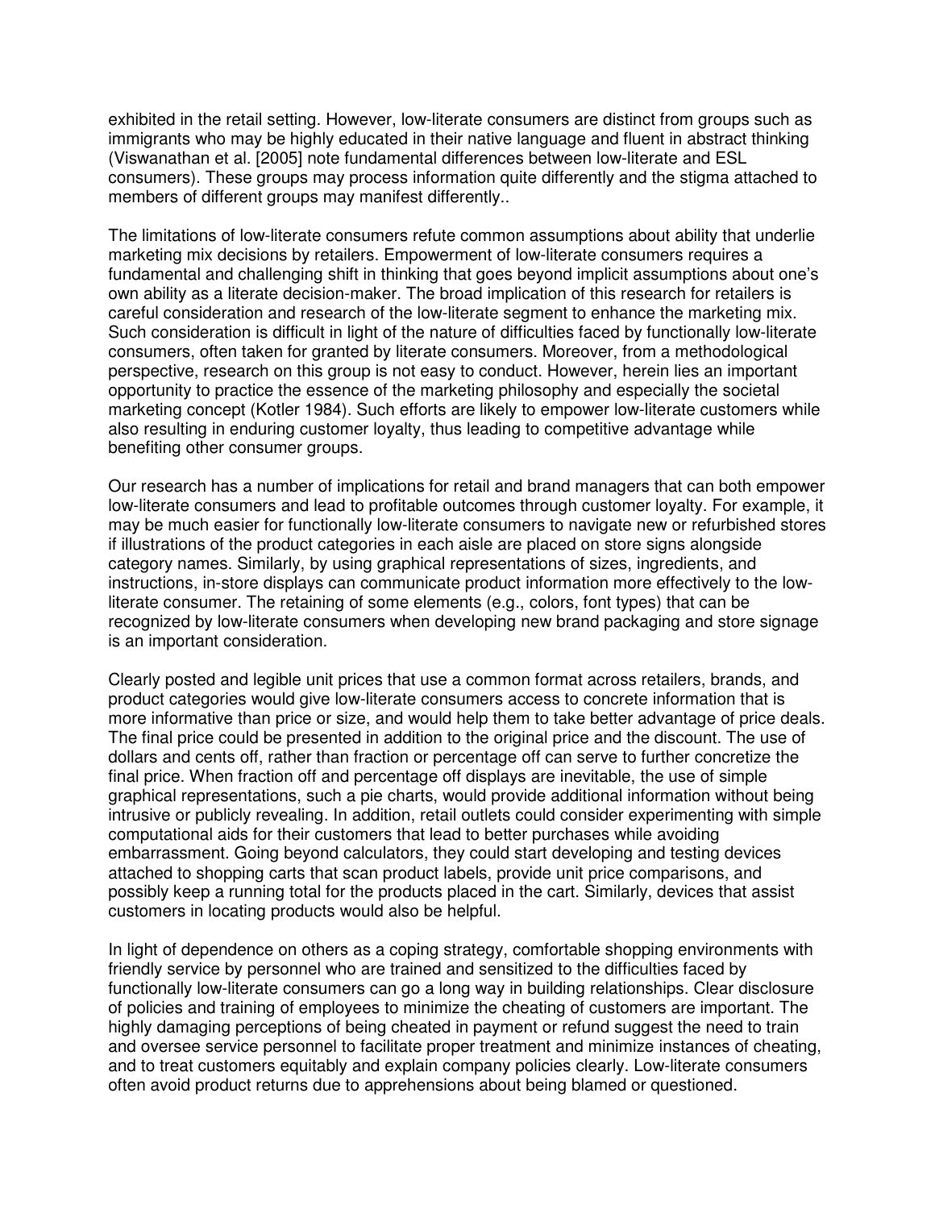exhibited in the retail setting. However, low-literate consumers are distinct from groups such as immigrants who may be highly educated in their native language and fluent in abstract thinking (Viswanathan et al. [2005] note fundamental differences between low-literate and ESL consumers). These groups may process information quite differently and the stigma attached to members of different groups may manifest differently..

The limitations of low-literate consumers refute common assumptions about ability that underlie marketing mix decisions by retailers. Empowerment of low-literate consumers requires a fundamental and challenging shift in thinking that goes beyond implicit assumptions about one's own ability as a literate decision-maker. The broad implication of this research for retailers is careful consideration and research of the low-literate segment to enhance the marketing mix. Such consideration is difficult in light of the nature of difficulties faced by functionally low-literate consumers, often taken for granted by literate consumers. Moreover, from a methodological perspective, research on this group is not easy to conduct. However, herein lies an important opportunity to practice the essence of the marketing philosophy and especially the societal marketing concept (Kotler 1984). Such efforts are likely to empower low-literate customers while also resulting in enduring customer loyalty, thus leading to competitive advantage while benefiting other consumer groups.

Our research has a number of implications for retail and brand managers that can both empower low-literate consumers and lead to profitable outcomes through customer loyalty. For example, it may be much easier for functionally low-literate consumers to navigate new or refurbished stores if illustrations of the product categories in each aisle are placed on store signs alongside category names. Similarly, by using graphical representations of sizes, ingredients, and instructions, in-store displays can communicate product information more effectively to the low-literate consumer. The retaining of some elements (e.g., colors, font types) that can be recognized by low-literate consumers when developing new brand packaging and store signage is an important consideration.

Clearly posted and legible unit prices that use a common format across retailers, brands, and product categories would give low-literate consumers access to concrete information that is more informative than price or size, and would help them to take better advantage of price deals. The final price could be presented in addition to the original price and the discount. The use of dollars and cents off, rather than fraction or percentage off can serve to further concretize the final price. When fraction off and percentage off displays are inevitable, the use of simple graphical representations, such a pie charts, would provide additional information without being intrusive or publicly revealing. In addition, retail outlets could consider experimenting with simple computational aids for their customers that lead to better purchases while avoiding embarrassment. Going beyond calculators, they could start developing and testing devices attached to shopping carts that scan product labels, provide unit price comparisons, and possibly keep a running total for the products placed in the cart. Similarly, devices that assist customers in locating products would also be helpful.

In light of dependence on others as a coping strategy, comfortable shopping environments with friendly service by personnel who are trained and sensitized to the difficulties faced by functionally low-literate consumers can go a long way in building relationships. Clear disclosure of policies and training of employees to minimize the cheating of customers are important. The highly damaging perceptions of being cheated in payment or refund suggest the need to train and oversee service personnel to facilitate proper treatment and minimize instances of cheating, and to treat customers equitably and explain company policies clearly. Low-literate consumers often avoid product returns due to apprehensions about being blamed or questioned.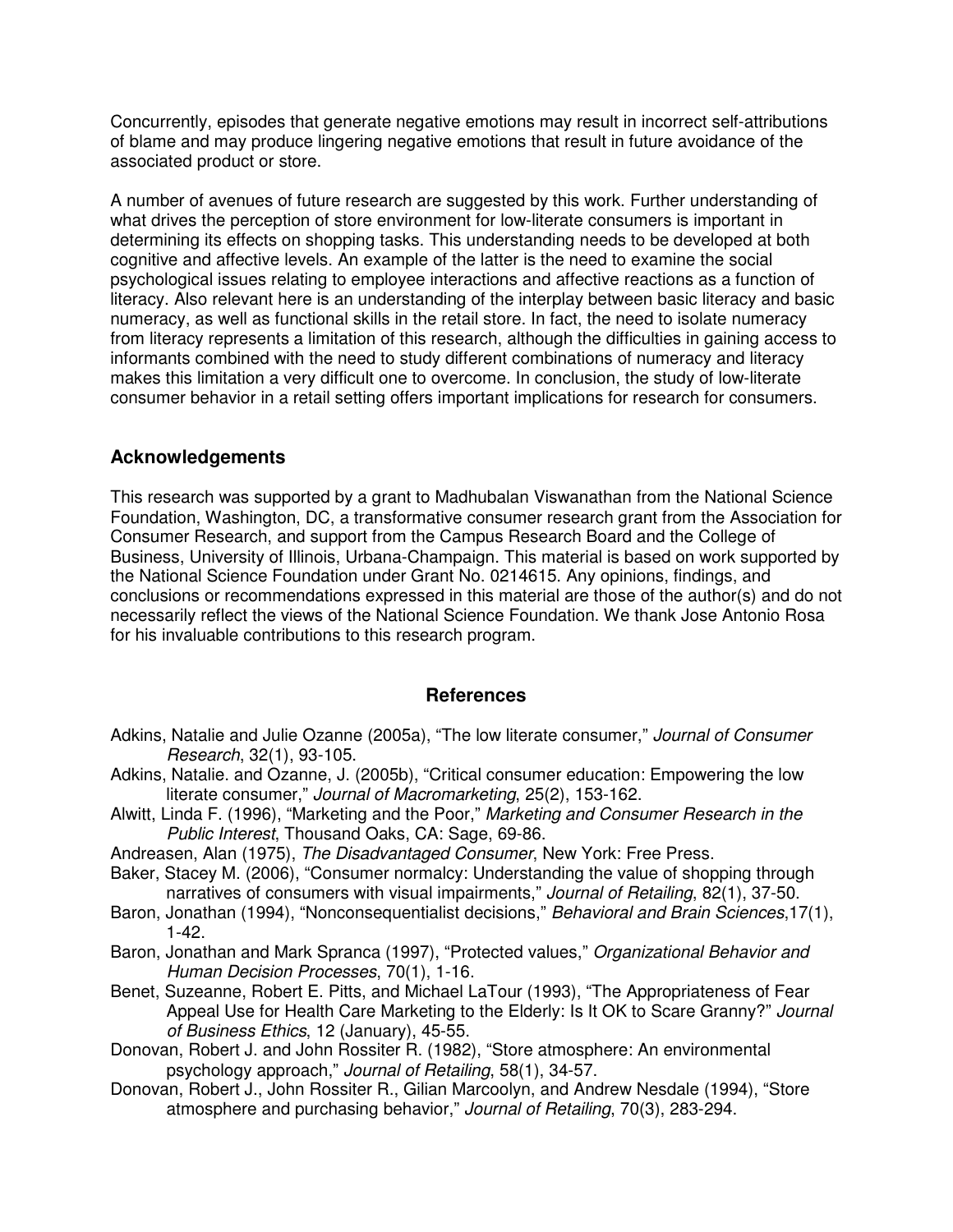Concurrently, episodes that generate negative emotions may result in incorrect self-attributions of blame and may produce lingering negative emotions that result in future avoidance of the associated product or store.

A number of avenues of future research are suggested by this work. Further understanding of what drives the perception of store environment for low-literate consumers is important in determining its effects on shopping tasks. This understanding needs to be developed at both cognitive and affective levels. An example of the latter is the need to examine the social psychological issues relating to employee interactions and affective reactions as a function of literacy. Also relevant here is an understanding of the interplay between basic literacy and basic numeracy, as well as functional skills in the retail store. In fact, the need to isolate numeracy from literacy represents a limitation of this research, although the difficulties in gaining access to informants combined with the need to study different combinations of numeracy and literacy makes this limitation a very difficult one to overcome. In conclusion, the study of low-literate consumer behavior in a retail setting offers important implications for research for consumers.

## Acknowledgements

This research was supported by a grant to Madhubalan Viswanathan from the National Science Foundation, Washington, DC, a transformative consumer research grant from the Association for Consumer Research, and support from the Campus Research Board and the College of Business, University of Illinois, Urbana-Champaign. This material is based on work supported by the National Science Foundation under Grant No. 0214615. Any opinions, findings, and conclusions or recommendations expressed in this material are those of the author(s) and do not necessarily reflect the views of the National Science Foundation. We thank Jose Antonio Rosa for his invaluable contributions to this research program.

## References

Adkins, Natalie and Julie Ozanne (2005a), "The low literate consumer," *Journal of Consumer Research*, 32(1), 93-105.

Adkins, Natalie. and Ozanne, J. (2005b), "Critical consumer education: Empowering the low literate consumer," *Journal of Macromarketing*, 25(2), 153-162.

Alwitt, Linda F. (1996), "Marketing and the Poor," *Marketing and Consumer Research in the Public Interest*, Thousand Oaks, CA: Sage, 69-86.

Andreasen, Alan (1975), *The Disadvantaged Consumer*, New York: Free Press.

Baker, Stacey M. (2006), "Consumer normalcy: Understanding the value of shopping through narratives of consumers with visual impairments," *Journal of Retailing*, 82(1), 37-50.

Baron, Jonathan (1994), "Nonconsequentialist decisions," *Behavioral and Brain Sciences*,17(1), 1-42.

Baron, Jonathan and Mark Spranca (1997), "Protected values," *Organizational Behavior and Human Decision Processes*, 70(1), 1-16.

Benet, Suzeanne, Robert E. Pitts, and Michael LaTour (1993), "The Appropriateness of Fear Appeal Use for Health Care Marketing to the Elderly: Is It OK to Scare Granny?" *Journal of Business Ethics*, 12 (January), 45-55.

Donovan, Robert J. and John Rossiter R. (1982), "Store atmosphere: An environmental psychology approach," *Journal of Retailing*, 58(1), 34-57.

Donovan, Robert J., John Rossiter R., Gilian Marcoolyn, and Andrew Nesdale (1994), "Store atmosphere and purchasing behavior," *Journal of Retailing*, 70(3), 283-294.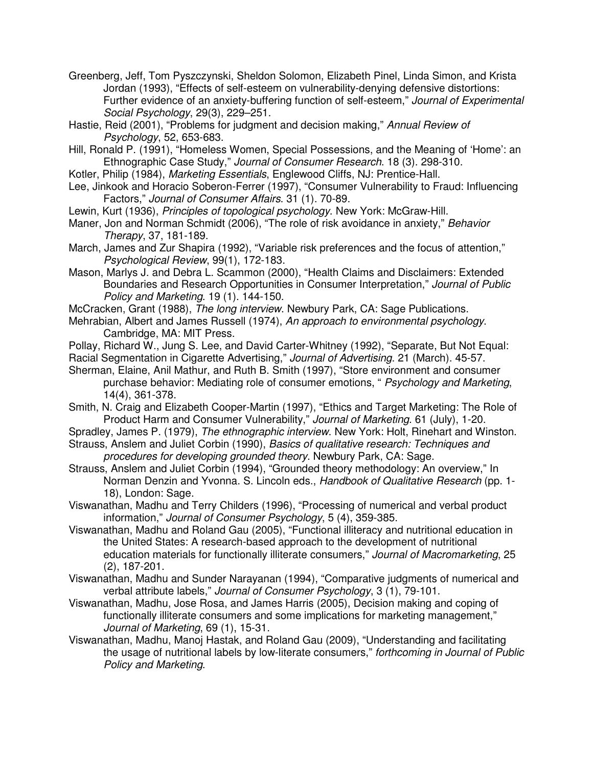Greenberg, Jeff, Tom Pyszczynski, Sheldon Solomon, Elizabeth Pinel, Linda Simon, and Krista Jordan (1993), "Effects of self-esteem on vulnerability-denying defensive distortions: Further evidence of an anxiety-buffering function of self-esteem," *Journal of Experimental Social Psychology*, 29(3), 229–251.

Hastie, Reid (2001), "Problems for judgment and decision making," *Annual Review of Psychology*, 52, 653-683.

Hill, Ronald P. (1991), "Homeless Women, Special Possessions, and the Meaning of 'Home': an Ethnographic Case Study," *Journal of Consumer Research*. 18 (3). 298-310.

Kotler, Philip (1984), *Marketing Essentials*, Englewood Cliffs, NJ: Prentice-Hall.

Lee, Jinkook and Horacio Soberon-Ferrer (1997), "Consumer Vulnerability to Fraud: Influencing Factors," *Journal of Consumer Affairs*. 31 (1). 70-89.

Lewin, Kurt (1936), *Principles of topological psychology*. New York: McGraw-Hill.

Maner, Jon and Norman Schmidt (2006), "The role of risk avoidance in anxiety," *Behavior Therapy*, 37, 181-189.

March, James and Zur Shapira (1992), "Variable risk preferences and the focus of attention," *Psychological Review*, 99(1), 172-183.

Mason, Marlys J. and Debra L. Scammon (2000), "Health Claims and Disclaimers: Extended Boundaries and Research Opportunities in Consumer Interpretation," *Journal of Public Policy and Marketing*. 19 (1). 144-150.

McCracken, Grant (1988), *The long interview*. Newbury Park, CA: Sage Publications.

Mehrabian, Albert and James Russell (1974), *An approach to environmental psychology*. Cambridge, MA: MIT Press.

Pollay, Richard W., Jung S. Lee, and David Carter-Whitney (1992), "Separate, But Not Equal: Racial Segmentation in Cigarette Advertising," *Journal of Advertising*. 21 (March). 45-57.

Sherman, Elaine, Anil Mathur, and Ruth B. Smith (1997), "Store environment and consumer purchase behavior: Mediating role of consumer emotions, " *Psychology and Marketing*, 14(4), 361-378.

Smith, N. Craig and Elizabeth Cooper-Martin (1997), "Ethics and Target Marketing: The Role of Product Harm and Consumer Vulnerability," *Journal of Marketing*. 61 (July), 1-20.

Spradley, James P. (1979), *The ethnographic interview*. New York: Holt, Rinehart and Winston.

Strauss, Anslem and Juliet Corbin (1990), *Basics of qualitative research: Techniques and procedures for developing grounded theory*. Newbury Park, CA: Sage.

Strauss, Anslem and Juliet Corbin (1994), "Grounded theory methodology: An overview," In Norman Denzin and Yvonna. S. Lincoln eds., *Handbook of Qualitative Research* (pp. 1-18), London: Sage.

Viswanathan, Madhu and Terry Childers (1996), "Processing of numerical and verbal product information," *Journal of Consumer Psychology*, 5 (4), 359-385.

Viswanathan, Madhu and Roland Gau (2005), "Functional illiteracy and nutritional education in the United States: A research-based approach to the development of nutritional education materials for functionally illiterate consumers," *Journal of Macromarketing*, 25 (2), 187-201.

Viswanathan, Madhu and Sunder Narayanan (1994), "Comparative judgments of numerical and verbal attribute labels," *Journal of Consumer Psychology*, 3 (1), 79-101.

Viswanathan, Madhu, Jose Rosa, and James Harris (2005), Decision making and coping of functionally illiterate consumers and some implications for marketing management," *Journal of Marketing*, 69 (1), 15-31.

Viswanathan, Madhu, Manoj Hastak, and Roland Gau (2009), "Understanding and facilitating the usage of nutritional labels by low-literate consumers," *forthcoming in Journal of Public Policy and Marketing*.